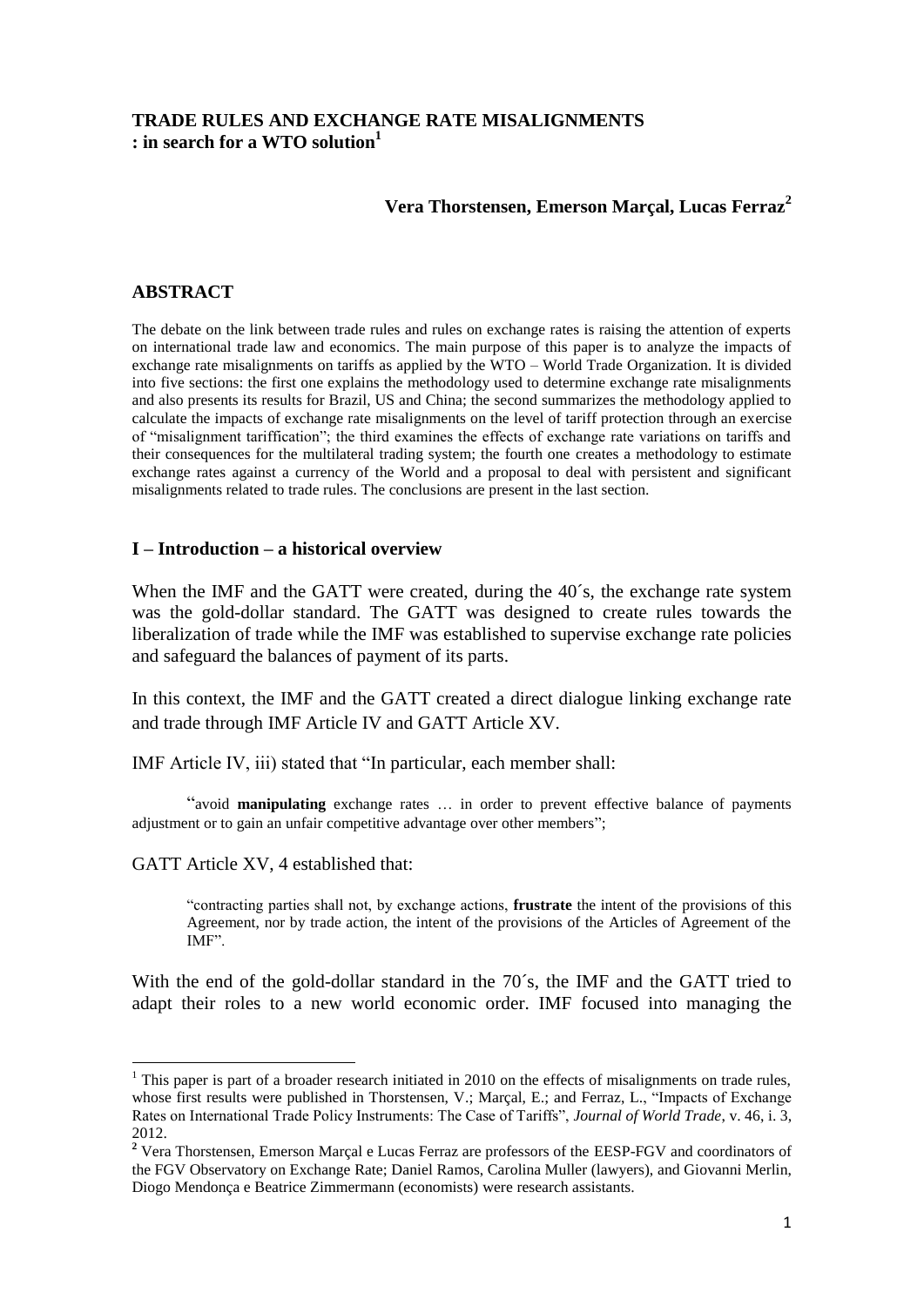**TRADE RULES AND EXCHANGE RATE MISALIGNMENTS**
**: in search for a WTO solution[1]**

**Vera Thorstensen, Emerson Marçal, Lucas Ferraz[2]**

## ABSTRACT

The debate on the link between trade rules and rules on exchange rates is raising the attention of experts on international trade law and economics. The main purpose of this paper is to analyze the impacts of exchange rate misalignments on tariffs as applied by the WTO – World Trade Organization. It is divided into five sections: the first one explains the methodology used to determine exchange rate misalignments and also presents its results for Brazil, US and China; the second summarizes the methodology applied to calculate the impacts of exchange rate misalignments on the level of tariff protection through an exercise of "misalignment tariffication"; the third examines the effects of exchange rate variations on tariffs and their consequences for the multilateral trading system; the fourth one creates a methodology to estimate exchange rates against a currency of the World and a proposal to deal with persistent and significant misalignments related to trade rules. The conclusions are present in the last section.

## I – Introduction – a historical overview

When the IMF and the GATT were created, during the 40´s, the exchange rate system was the gold-dollar standard. The GATT was designed to create rules towards the liberalization of trade while the IMF was established to supervise exchange rate policies and safeguard the balances of payment of its parts.

In this context, the IMF and the GATT created a direct dialogue linking exchange rate and trade through IMF Article IV and GATT Article XV.

IMF Article IV, iii) stated that "In particular, each member shall:

> "avoid **manipulating** exchange rates … in order to prevent effective balance of payments adjustment or to gain an unfair competitive advantage over other members";

GATT Article XV, 4 established that:

> "contracting parties shall not, by exchange actions, **frustrate** the intent of the provisions of this Agreement, nor by trade action, the intent of the provisions of the Articles of Agreement of the IMF".

With the end of the gold-dollar standard in the 70´s, the IMF and the GATT tried to adapt their roles to a new world economic order. IMF focused into managing the

---

[1] This paper is part of a broader research initiated in 2010 on the effects of misalignments on trade rules, whose first results were published in Thorstensen, V.; Marçal, E.; and Ferraz, L., "Impacts of Exchange Rates on International Trade Policy Instruments: The Case of Tariffs", *Journal of World Trade*, v. 46, i. 3, 2012.

[2] Vera Thorstensen, Emerson Marçal e Lucas Ferraz are professors of the EESP-FGV and coordinators of the FGV Observatory on Exchange Rate; Daniel Ramos, Carolina Muller (lawyers), and Giovanni Merlin, Diogo Mendonça e Beatrice Zimmermann (economists) were research assistants.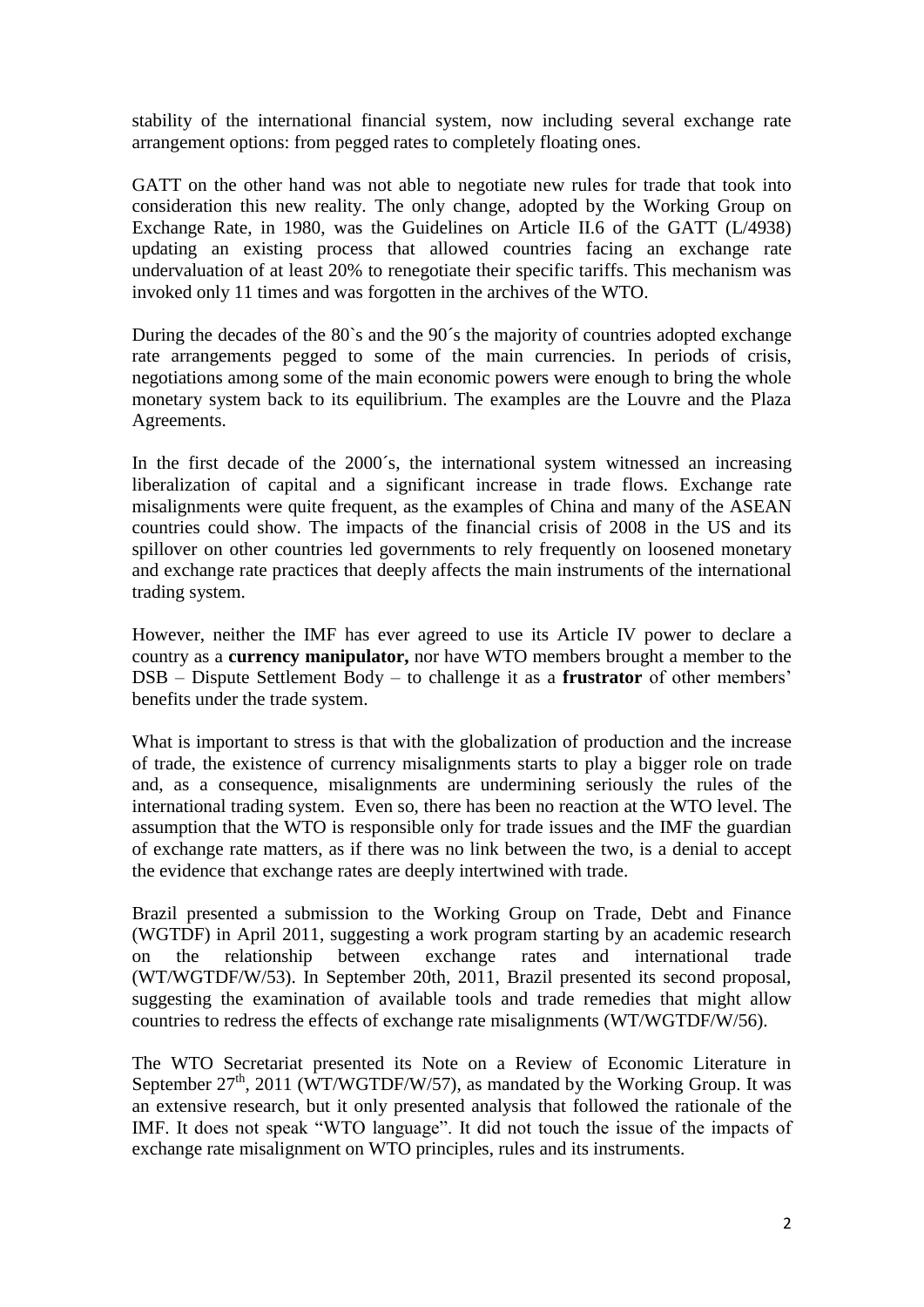stability of the international financial system, now including several exchange rate arrangement options: from pegged rates to completely floating ones.

GATT on the other hand was not able to negotiate new rules for trade that took into consideration this new reality. The only change, adopted by the Working Group on Exchange Rate, in 1980, was the Guidelines on Article II.6 of the GATT (L/4938) updating an existing process that allowed countries facing an exchange rate undervaluation of at least 20% to renegotiate their specific tariffs. This mechanism was invoked only 11 times and was forgotten in the archives of the WTO.

During the decades of the 80`s and the 90´s the majority of countries adopted exchange rate arrangements pegged to some of the main currencies. In periods of crisis, negotiations among some of the main economic powers were enough to bring the whole monetary system back to its equilibrium. The examples are the Louvre and the Plaza Agreements.

In the first decade of the 2000´s, the international system witnessed an increasing liberalization of capital and a significant increase in trade flows. Exchange rate misalignments were quite frequent, as the examples of China and many of the ASEAN countries could show. The impacts of the financial crisis of 2008 in the US and its spillover on other countries led governments to rely frequently on loosened monetary and exchange rate practices that deeply affects the main instruments of the international trading system.

However, neither the IMF has ever agreed to use its Article IV power to declare a country as a **currency manipulator,** nor have WTO members brought a member to the DSB – Dispute Settlement Body – to challenge it as a **frustrator** of other members' benefits under the trade system.

What is important to stress is that with the globalization of production and the increase of trade, the existence of currency misalignments starts to play a bigger role on trade and, as a consequence, misalignments are undermining seriously the rules of the international trading system. Even so, there has been no reaction at the WTO level. The assumption that the WTO is responsible only for trade issues and the IMF the guardian of exchange rate matters, as if there was no link between the two, is a denial to accept the evidence that exchange rates are deeply intertwined with trade.

Brazil presented a submission to the Working Group on Trade, Debt and Finance (WGTDF) in April 2011, suggesting a work program starting by an academic research on the relationship between exchange rates and international trade (WT/WGTDF/W/53). In September 20th, 2011, Brazil presented its second proposal, suggesting the examination of available tools and trade remedies that might allow countries to redress the effects of exchange rate misalignments (WT/WGTDF/W/56).

The WTO Secretariat presented its Note on a Review of Economic Literature in September 27th, 2011 (WT/WGTDF/W/57), as mandated by the Working Group. It was an extensive research, but it only presented analysis that followed the rationale of the IMF. It does not speak "WTO language". It did not touch the issue of the impacts of exchange rate misalignment on WTO principles, rules and its instruments.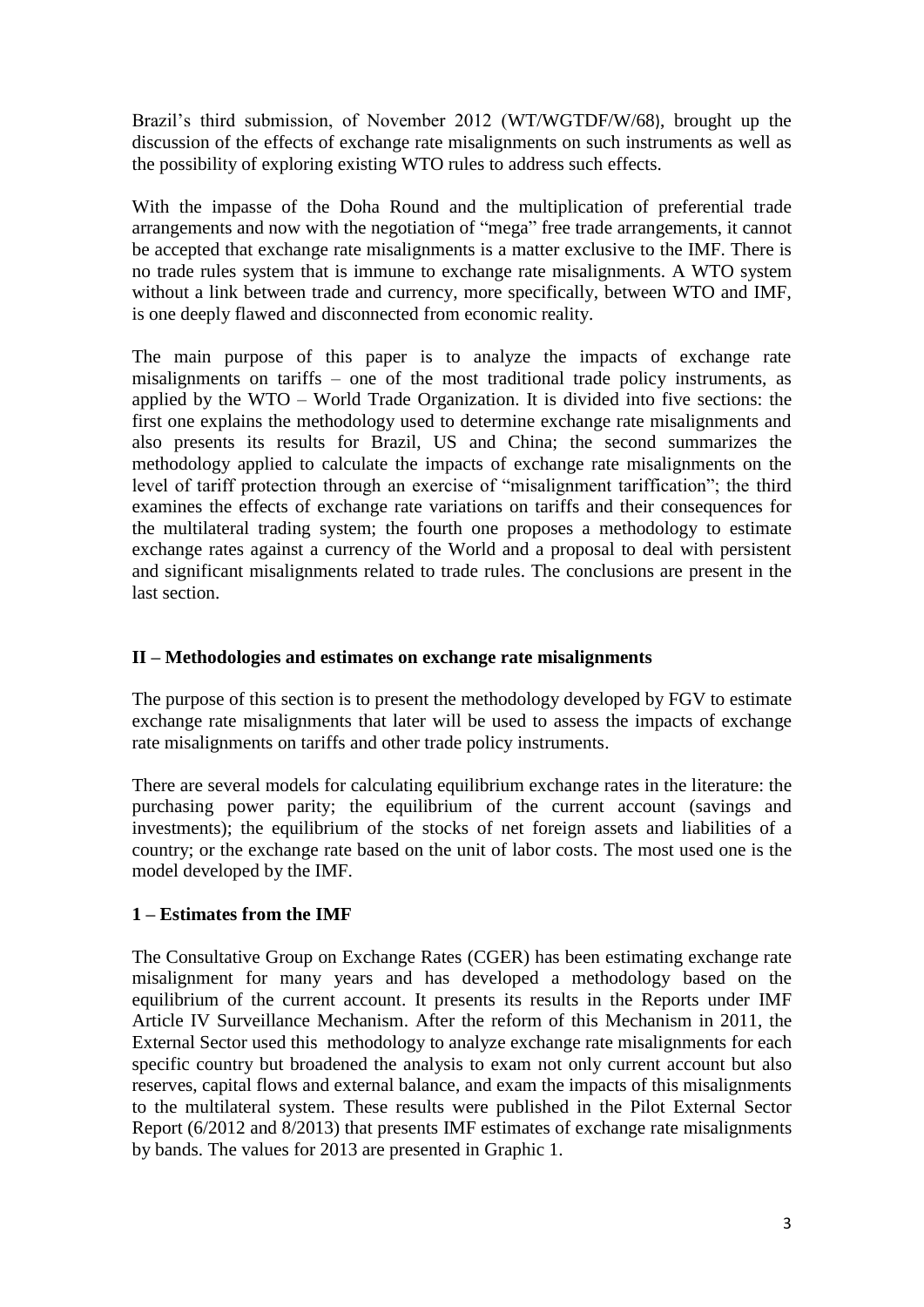Brazil's third submission, of November 2012 (WT/WGTDF/W/68), brought up the discussion of the effects of exchange rate misalignments on such instruments as well as the possibility of exploring existing WTO rules to address such effects.

With the impasse of the Doha Round and the multiplication of preferential trade arrangements and now with the negotiation of "mega" free trade arrangements, it cannot be accepted that exchange rate misalignments is a matter exclusive to the IMF. There is no trade rules system that is immune to exchange rate misalignments. A WTO system without a link between trade and currency, more specifically, between WTO and IMF, is one deeply flawed and disconnected from economic reality.

The main purpose of this paper is to analyze the impacts of exchange rate misalignments on tariffs – one of the most traditional trade policy instruments, as applied by the WTO – World Trade Organization. It is divided into five sections: the first one explains the methodology used to determine exchange rate misalignments and also presents its results for Brazil, US and China; the second summarizes the methodology applied to calculate the impacts of exchange rate misalignments on the level of tariff protection through an exercise of "misalignment tariffication"; the third examines the effects of exchange rate variations on tariffs and their consequences for the multilateral trading system; the fourth one proposes a methodology to estimate exchange rates against a currency of the World and a proposal to deal with persistent and significant misalignments related to trade rules. The conclusions are present in the last section.

## II – Methodologies and estimates on exchange rate misalignments

The purpose of this section is to present the methodology developed by FGV to estimate exchange rate misalignments that later will be used to assess the impacts of exchange rate misalignments on tariffs and other trade policy instruments.

There are several models for calculating equilibrium exchange rates in the literature: the purchasing power parity; the equilibrium of the current account (savings and investments); the equilibrium of the stocks of net foreign assets and liabilities of a country; or the exchange rate based on the unit of labor costs. The most used one is the model developed by the IMF.

### 1 – Estimates from the IMF

The Consultative Group on Exchange Rates (CGER) has been estimating exchange rate misalignment for many years and has developed a methodology based on the equilibrium of the current account. It presents its results in the Reports under IMF Article IV Surveillance Mechanism. After the reform of this Mechanism in 2011, the External Sector used this methodology to analyze exchange rate misalignments for each specific country but broadened the analysis to exam not only current account but also reserves, capital flows and external balance, and exam the impacts of this misalignments to the multilateral system. These results were published in the Pilot External Sector Report (6/2012 and 8/2013) that presents IMF estimates of exchange rate misalignments by bands. The values for 2013 are presented in Graphic 1.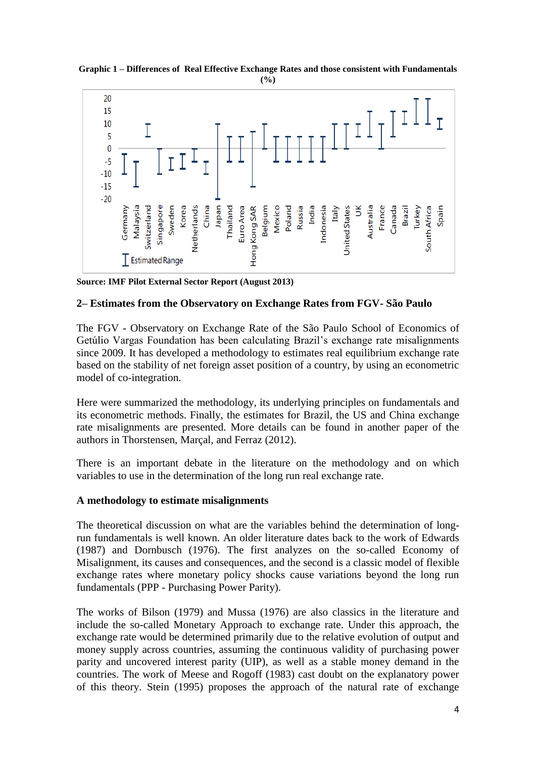**Graphic 1 – Differences of Real Effective Exchange Rates and those consistent with Fundamentals (%)**

**Source: IMF Pilot External Sector Report (August 2013)**

### 2– Estimates from the Observatory on Exchange Rates from FGV- São Paulo

The FGV - Observatory on Exchange Rate of the São Paulo School of Economics of Getúlio Vargas Foundation has been calculating Brazil's exchange rate misalignments since 2009. It has developed a methodology to estimates real equilibrium exchange rate based on the stability of net foreign asset position of a country, by using an econometric model of co-integration.

Here were summarized the methodology, its underlying principles on fundamentals and its econometric methods. Finally, the estimates for Brazil, the US and China exchange rate misalignments are presented. More details can be found in another paper of the authors in Thorstensen, Marçal, and Ferraz (2012).

There is an important debate in the literature on the methodology and on which variables to use in the determination of the long run real exchange rate.

**A methodology to estimate misalignments**

The theoretical discussion on what are the variables behind the determination of long-run fundamentals is well known. An older literature dates back to the work of Edwards (1987) and Dornbusch (1976). The first analyzes on the so-called Economy of Misalignment, its causes and consequences, and the second is a classic model of flexible exchange rates where monetary policy shocks cause variations beyond the long run fundamentals (PPP - Purchasing Power Parity).

The works of Bilson (1979) and Mussa (1976) are also classics in the literature and include the so-called Monetary Approach to exchange rate. Under this approach, the exchange rate would be determined primarily due to the relative evolution of output and money supply across countries, assuming the continuous validity of purchasing power parity and uncovered interest parity (UIP), as well as a stable money demand in the countries. The work of Meese and Rogoff (1983) cast doubt on the explanatory power of this theory. Stein (1995) proposes the approach of the natural rate of exchange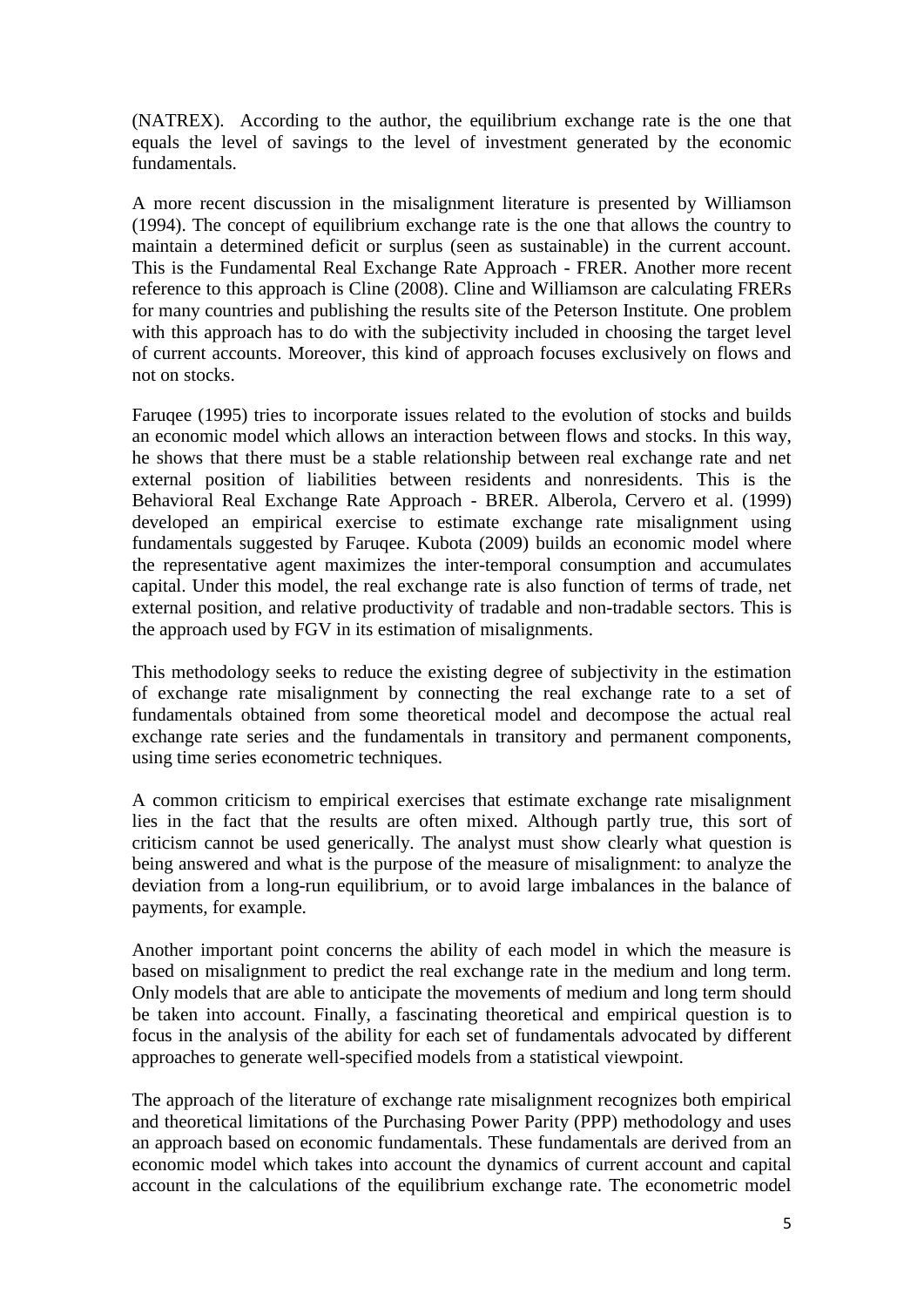(NATREX). According to the author, the equilibrium exchange rate is the one that equals the level of savings to the level of investment generated by the economic fundamentals.

A more recent discussion in the misalignment literature is presented by Williamson (1994). The concept of equilibrium exchange rate is the one that allows the country to maintain a determined deficit or surplus (seen as sustainable) in the current account. This is the Fundamental Real Exchange Rate Approach - FRER. Another more recent reference to this approach is Cline (2008). Cline and Williamson are calculating FRERs for many countries and publishing the results site of the Peterson Institute. One problem with this approach has to do with the subjectivity included in choosing the target level of current accounts. Moreover, this kind of approach focuses exclusively on flows and not on stocks.

Faruqee (1995) tries to incorporate issues related to the evolution of stocks and builds an economic model which allows an interaction between flows and stocks. In this way, he shows that there must be a stable relationship between real exchange rate and net external position of liabilities between residents and nonresidents. This is the Behavioral Real Exchange Rate Approach - BRER. Alberola, Cervero et al. (1999) developed an empirical exercise to estimate exchange rate misalignment using fundamentals suggested by Faruqee. Kubota (2009) builds an economic model where the representative agent maximizes the inter-temporal consumption and accumulates capital. Under this model, the real exchange rate is also function of terms of trade, net external position, and relative productivity of tradable and non-tradable sectors. This is the approach used by FGV in its estimation of misalignments.

This methodology seeks to reduce the existing degree of subjectivity in the estimation of exchange rate misalignment by connecting the real exchange rate to a set of fundamentals obtained from some theoretical model and decompose the actual real exchange rate series and the fundamentals in transitory and permanent components, using time series econometric techniques.

A common criticism to empirical exercises that estimate exchange rate misalignment lies in the fact that the results are often mixed. Although partly true, this sort of criticism cannot be used generically. The analyst must show clearly what question is being answered and what is the purpose of the measure of misalignment: to analyze the deviation from a long-run equilibrium, or to avoid large imbalances in the balance of payments, for example.

Another important point concerns the ability of each model in which the measure is based on misalignment to predict the real exchange rate in the medium and long term. Only models that are able to anticipate the movements of medium and long term should be taken into account. Finally, a fascinating theoretical and empirical question is to focus in the analysis of the ability for each set of fundamentals advocated by different approaches to generate well-specified models from a statistical viewpoint.

The approach of the literature of exchange rate misalignment recognizes both empirical and theoretical limitations of the Purchasing Power Parity (PPP) methodology and uses an approach based on economic fundamentals. These fundamentals are derived from an economic model which takes into account the dynamics of current account and capital account in the calculations of the equilibrium exchange rate. The econometric model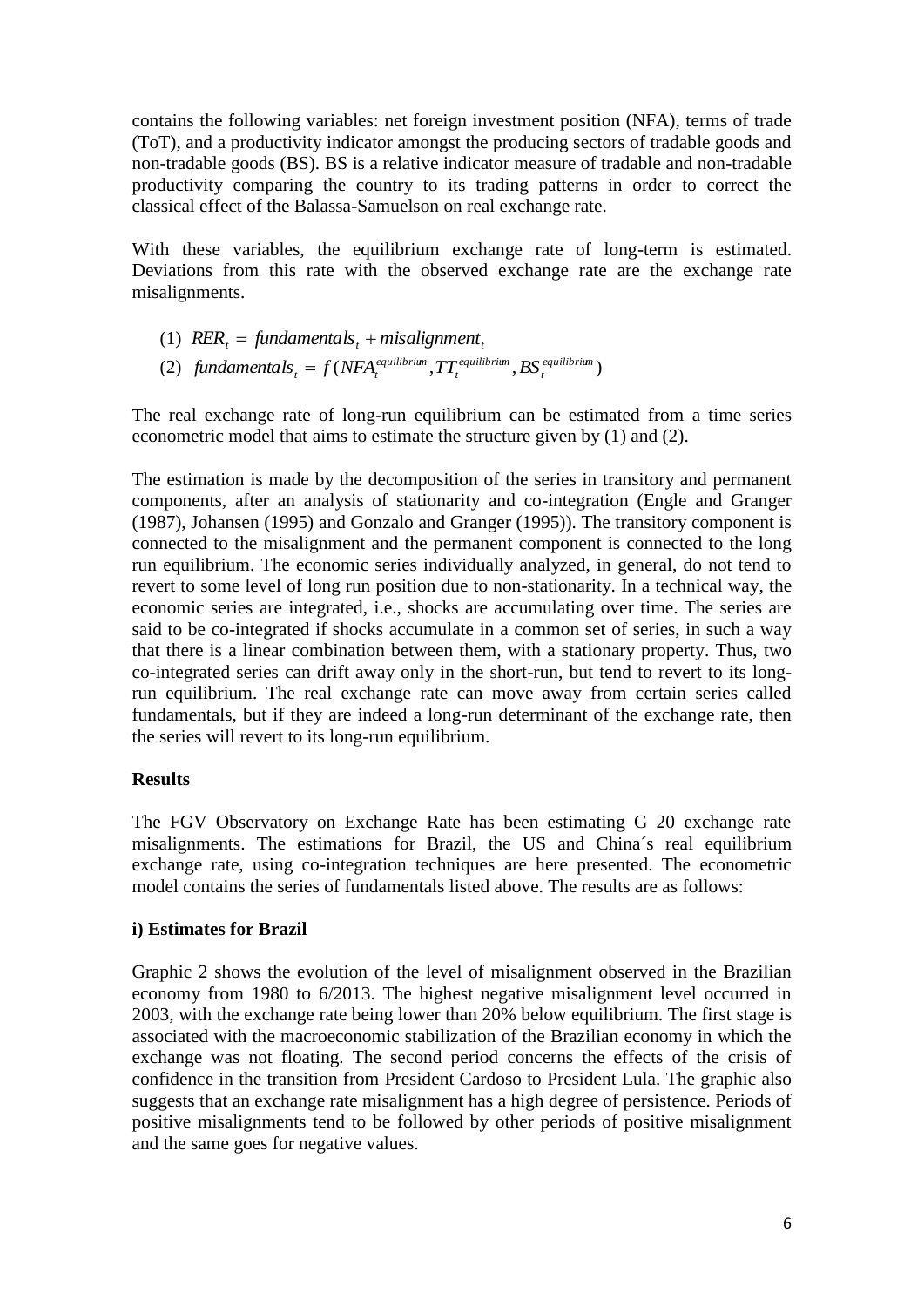contains the following variables: net foreign investment position (NFA), terms of trade (ToT), and a productivity indicator amongst the producing sectors of tradable goods and non-tradable goods (BS). BS is a relative indicator measure of tradable and non-tradable productivity comparing the country to its trading patterns in order to correct the classical effect of the Balassa-Samuelson on real exchange rate.

With these variables, the equilibrium exchange rate of long-term is estimated. Deviations from this rate with the observed exchange rate are the exchange rate misalignments.

(1) $RER_t = fundamentals_t + misalignment_t$

(2) $fundamentals_t = f(NFA_t^{equilibrium}, TT_t^{equilibrium}, BS_t^{equilibrium})$

The real exchange rate of long-run equilibrium can be estimated from a time series econometric model that aims to estimate the structure given by (1) and (2).

The estimation is made by the decomposition of the series in transitory and permanent components, after an analysis of stationarity and co-integration (Engle and Granger (1987), Johansen (1995) and Gonzalo and Granger (1995)). The transitory component is connected to the misalignment and the permanent component is connected to the long run equilibrium. The economic series individually analyzed, in general, do not tend to revert to some level of long run position due to non-stationarity. In a technical way, the economic series are integrated, i.e., shocks are accumulating over time. The series are said to be co-integrated if shocks accumulate in a common set of series, in such a way that there is a linear combination between them, with a stationary property. Thus, two co-integrated series can drift away only in the short-run, but tend to revert to its long-run equilibrium. The real exchange rate can move away from certain series called fundamentals, but if they are indeed a long-run determinant of the exchange rate, then the series will revert to its long-run equilibrium.

**Results**

The FGV Observatory on Exchange Rate has been estimating G 20 exchange rate misalignments. The estimations for Brazil, the US and China´s real equilibrium exchange rate, using co-integration techniques are here presented. The econometric model contains the series of fundamentals listed above. The results are as follows:

**i) Estimates for Brazil**

Graphic 2 shows the evolution of the level of misalignment observed in the Brazilian economy from 1980 to 6/2013. The highest negative misalignment level occurred in 2003, with the exchange rate being lower than 20% below equilibrium. The first stage is associated with the macroeconomic stabilization of the Brazilian economy in which the exchange was not floating. The second period concerns the effects of the crisis of confidence in the transition from President Cardoso to President Lula. The graphic also suggests that an exchange rate misalignment has a high degree of persistence. Periods of positive misalignments tend to be followed by other periods of positive misalignment and the same goes for negative values.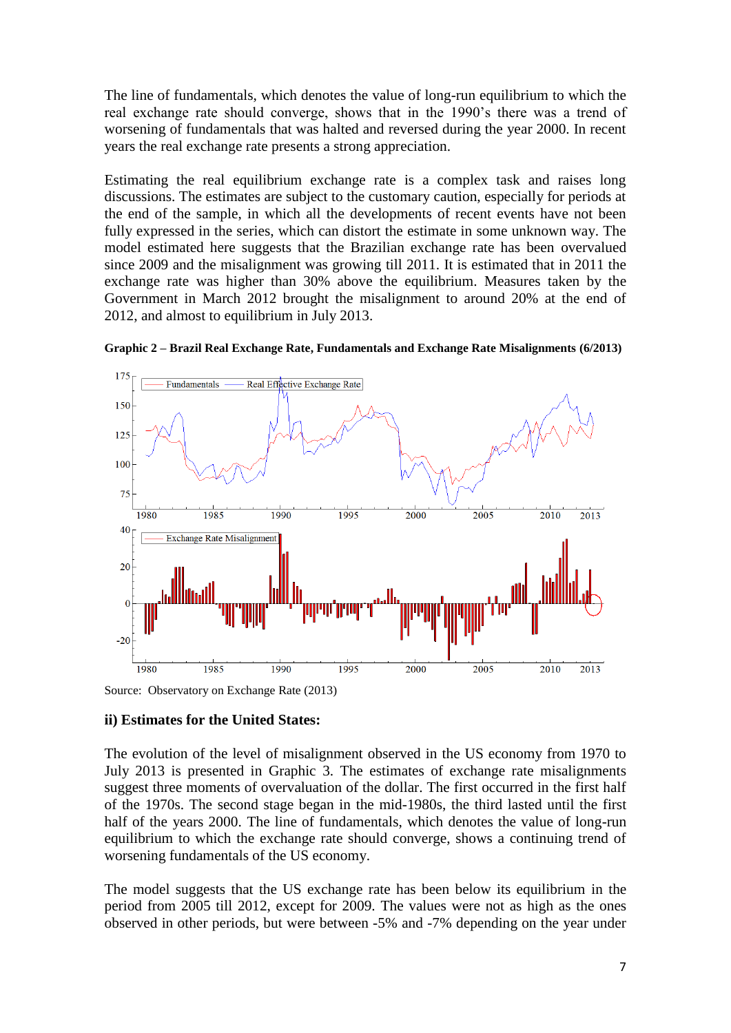The line of fundamentals, which denotes the value of long-run equilibrium to which the real exchange rate should converge, shows that in the 1990's there was a trend of worsening of fundamentals that was halted and reversed during the year 2000. In recent years the real exchange rate presents a strong appreciation.

Estimating the real equilibrium exchange rate is a complex task and raises long discussions. The estimates are subject to the customary caution, especially for periods at the end of the sample, in which all the developments of recent events have not been fully expressed in the series, which can distort the estimate in some unknown way. The model estimated here suggests that the Brazilian exchange rate has been overvalued since 2009 and the misalignment was growing till 2011. It is estimated that in 2011 the exchange rate was higher than 30% above the equilibrium. Measures taken by the Government in March 2012 brought the misalignment to around 20% at the end of 2012, and almost to equilibrium in July 2013.

**Graphic 2 – Brazil Real Exchange Rate, Fundamentals and Exchange Rate Misalignments (6/2013)**

Source: Observatory on Exchange Rate (2013)

**ii) Estimates for the United States:**

The evolution of the level of misalignment observed in the US economy from 1970 to July 2013 is presented in Graphic 3. The estimates of exchange rate misalignments suggest three moments of overvaluation of the dollar. The first occurred in the first half of the 1970s. The second stage began in the mid-1980s, the third lasted until the first half of the years 2000. The line of fundamentals, which denotes the value of long-run equilibrium to which the exchange rate should converge, shows a continuing trend of worsening fundamentals of the US economy.

The model suggests that the US exchange rate has been below its equilibrium in the period from 2005 till 2012, except for 2009. The values were not as high as the ones observed in other periods, but were between -5% and -7% depending on the year under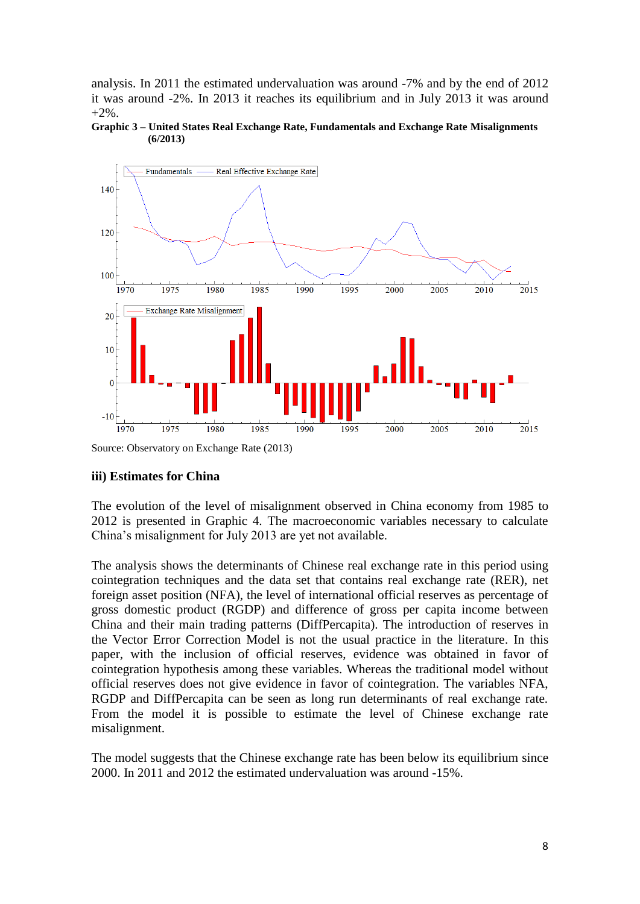analysis. In 2011 the estimated undervaluation was around -7% and by the end of 2012 it was around -2%. In 2013 it reaches its equilibrium and in July 2013 it was around +2%.

**Graphic 3 – United States Real Exchange Rate, Fundamentals and Exchange Rate Misalignments (6/2013)**

Source: Observatory on Exchange Rate (2013)

### iii) Estimates for China

The evolution of the level of misalignment observed in China economy from 1985 to 2012 is presented in Graphic 4. The macroeconomic variables necessary to calculate China's misalignment for July 2013 are yet not available.

The analysis shows the determinants of Chinese real exchange rate in this period using cointegration techniques and the data set that contains real exchange rate (RER), net foreign asset position (NFA), the level of international official reserves as percentage of gross domestic product (RGDP) and difference of gross per capita income between China and their main trading patterns (DiffPercapita). The introduction of reserves in the Vector Error Correction Model is not the usual practice in the literature. In this paper, with the inclusion of official reserves, evidence was obtained in favor of cointegration hypothesis among these variables. Whereas the traditional model without official reserves does not give evidence in favor of cointegration. The variables NFA, RGDP and DiffPercapita can be seen as long run determinants of real exchange rate. From the model it is possible to estimate the level of Chinese exchange rate misalignment.

The model suggests that the Chinese exchange rate has been below its equilibrium since 2000. In 2011 and 2012 the estimated undervaluation was around -15%.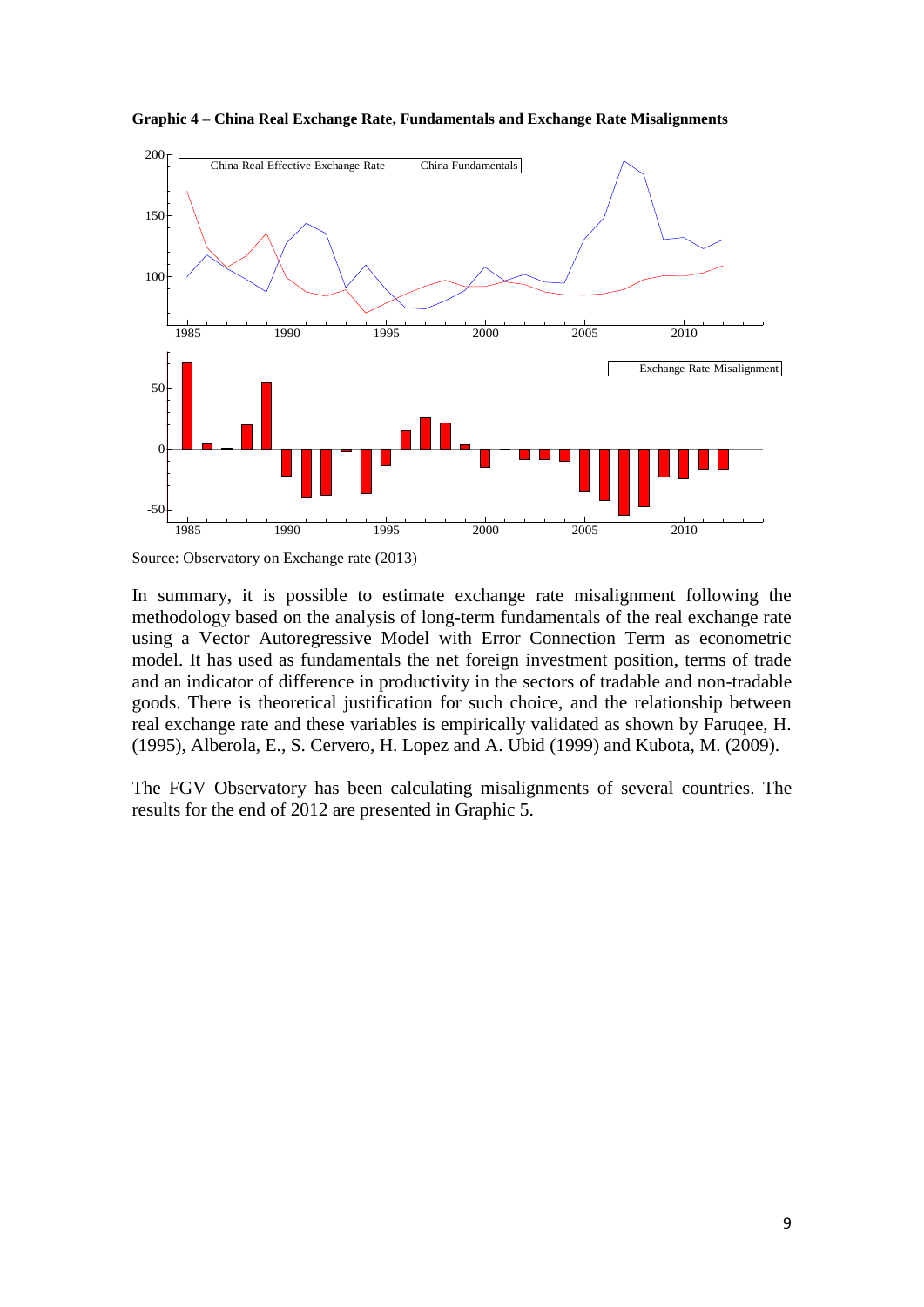**Graphic 4 – China Real Exchange Rate, Fundamentals and Exchange Rate Misalignments**

Source: Observatory on Exchange rate (2013)

In summary, it is possible to estimate exchange rate misalignment following the methodology based on the analysis of long-term fundamentals of the real exchange rate using a Vector Autoregressive Model with Error Connection Term as econometric model. It has used as fundamentals the net foreign investment position, terms of trade and an indicator of difference in productivity in the sectors of tradable and non-tradable goods. There is theoretical justification for such choice, and the relationship between real exchange rate and these variables is empirically validated as shown by Faruqee, H. (1995), Alberola, E., S. Cervero, H. Lopez and A. Ubid (1999) and Kubota, M. (2009).

The FGV Observatory has been calculating misalignments of several countries. The results for the end of 2012 are presented in Graphic 5.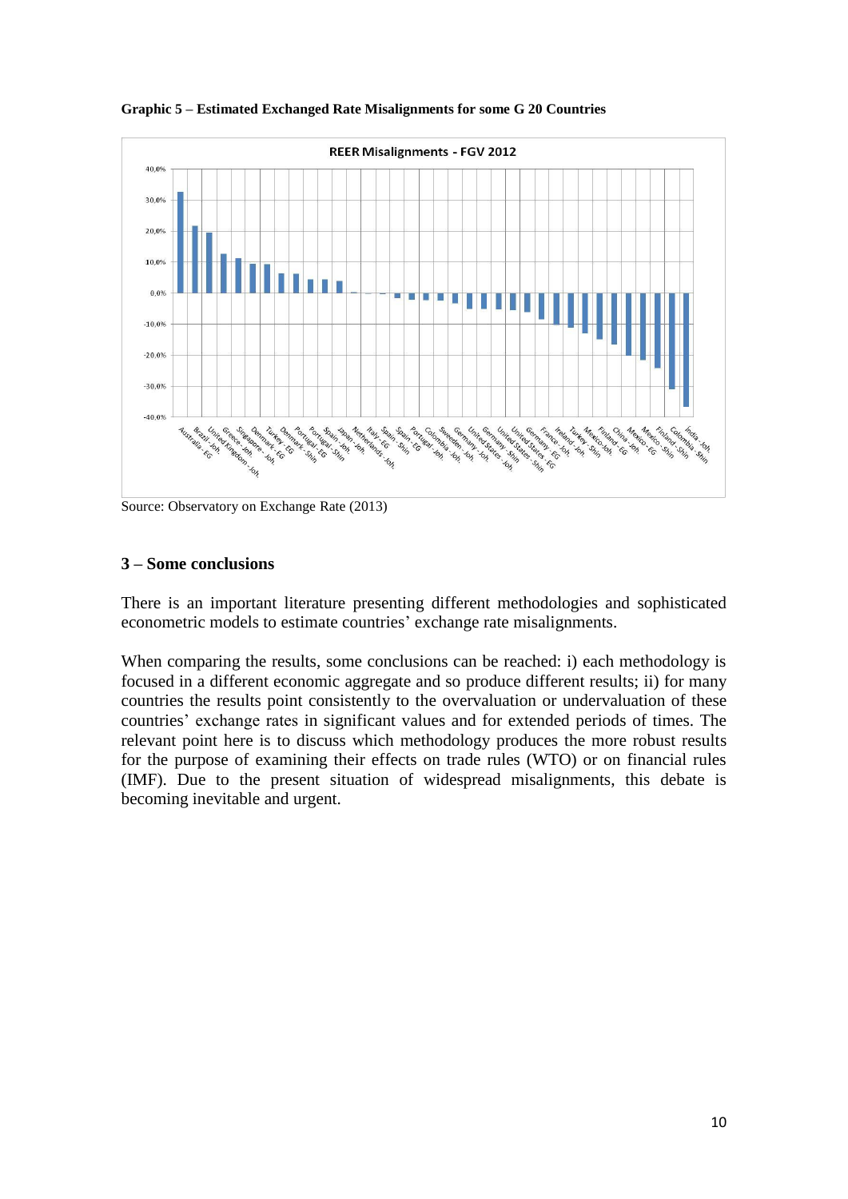**Graphic 5 – Estimated Exchanged Rate Misalignments for some G 20 Countries**

Source: Observatory on Exchange Rate (2013)

### 3 – Some conclusions

There is an important literature presenting different methodologies and sophisticated econometric models to estimate countries' exchange rate misalignments.

When comparing the results, some conclusions can be reached: i) each methodology is focused in a different economic aggregate and so produce different results; ii) for many countries the results point consistently to the overvaluation or undervaluation of these countries' exchange rates in significant values and for extended periods of times. The relevant point here is to discuss which methodology produces the more robust results for the purpose of examining their effects on trade rules (WTO) or on financial rules (IMF). Due to the present situation of widespread misalignments, this debate is becoming inevitable and urgent.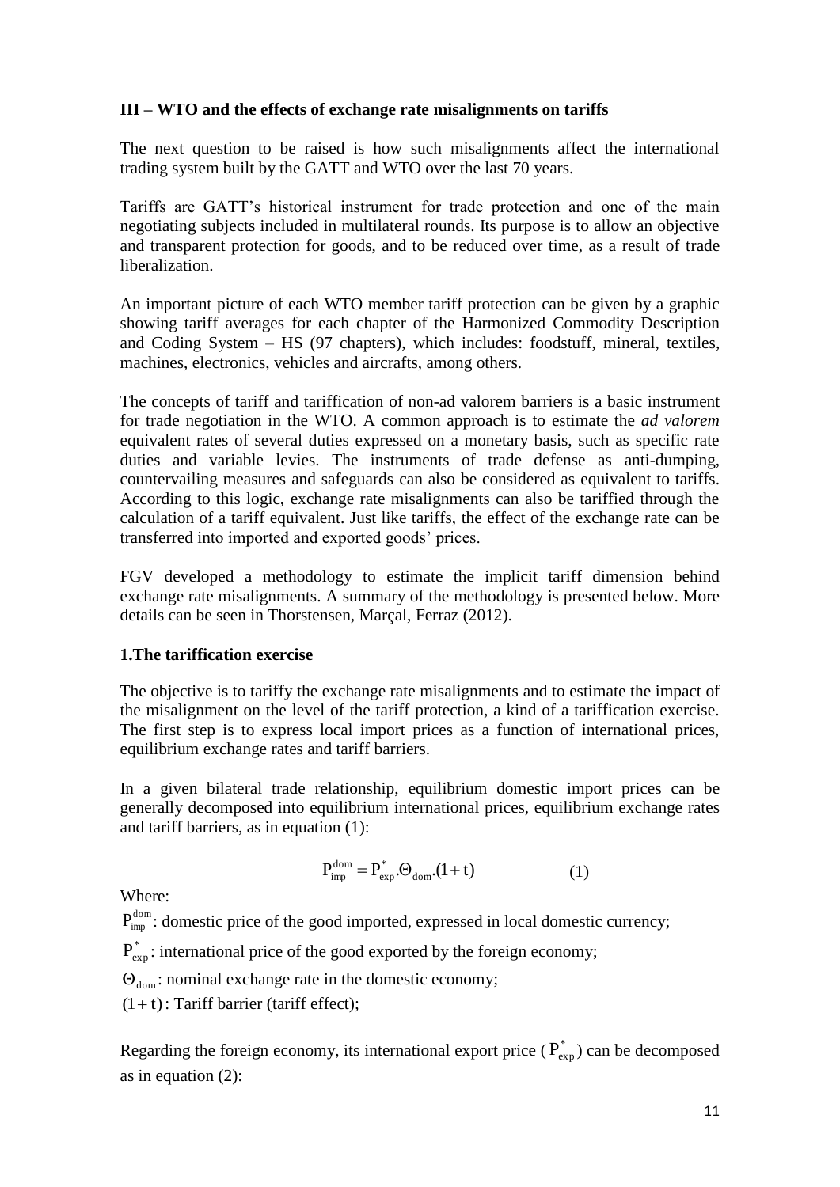## III – WTO and the effects of exchange rate misalignments on tariffs

The next question to be raised is how such misalignments affect the international trading system built by the GATT and WTO over the last 70 years.

Tariffs are GATT's historical instrument for trade protection and one of the main negotiating subjects included in multilateral rounds. Its purpose is to allow an objective and transparent protection for goods, and to be reduced over time, as a result of trade liberalization.

An important picture of each WTO member tariff protection can be given by a graphic showing tariff averages for each chapter of the Harmonized Commodity Description and Coding System – HS (97 chapters), which includes: foodstuff, mineral, textiles, machines, electronics, vehicles and aircrafts, among others.

The concepts of tariff and tariffication of non-ad valorem barriers is a basic instrument for trade negotiation in the WTO. A common approach is to estimate the *ad valorem* equivalent rates of several duties expressed on a monetary basis, such as specific rate duties and variable levies. The instruments of trade defense as anti-dumping, countervailing measures and safeguards can also be considered as equivalent to tariffs. According to this logic, exchange rate misalignments can also be tariffied through the calculation of a tariff equivalent. Just like tariffs, the effect of the exchange rate can be transferred into imported and exported goods' prices.

FGV developed a methodology to estimate the implicit tariff dimension behind exchange rate misalignments. A summary of the methodology is presented below. More details can be seen in Thorstensen, Marçal, Ferraz (2012).

### 1.The tariffication exercise

The objective is to tariffy the exchange rate misalignments and to estimate the impact of the misalignment on the level of the tariff protection, a kind of a tariffication exercise. The first step is to express local import prices as a function of international prices, equilibrium exchange rates and tariff barriers.

In a given bilateral trade relationship, equilibrium domestic import prices can be generally decomposed into equilibrium international prices, equilibrium exchange rates and tariff barriers, as in equation (1):

$$P_{imp}^{dom} = P_{exp}^{*}.\Theta_{dom}.(1+t) \qquad (1)$$

Where:

$P_{imp}^{dom}$: domestic price of the good imported, expressed in local domestic currency;

$P_{exp}^{*}$: international price of the good exported by the foreign economy;

$\Theta_{dom}$: nominal exchange rate in the domestic economy;

$(1+t)$: Tariff barrier (tariff effect);

Regarding the foreign economy, its international export price ($P_{exp}^{*}$) can be decomposed as in equation (2):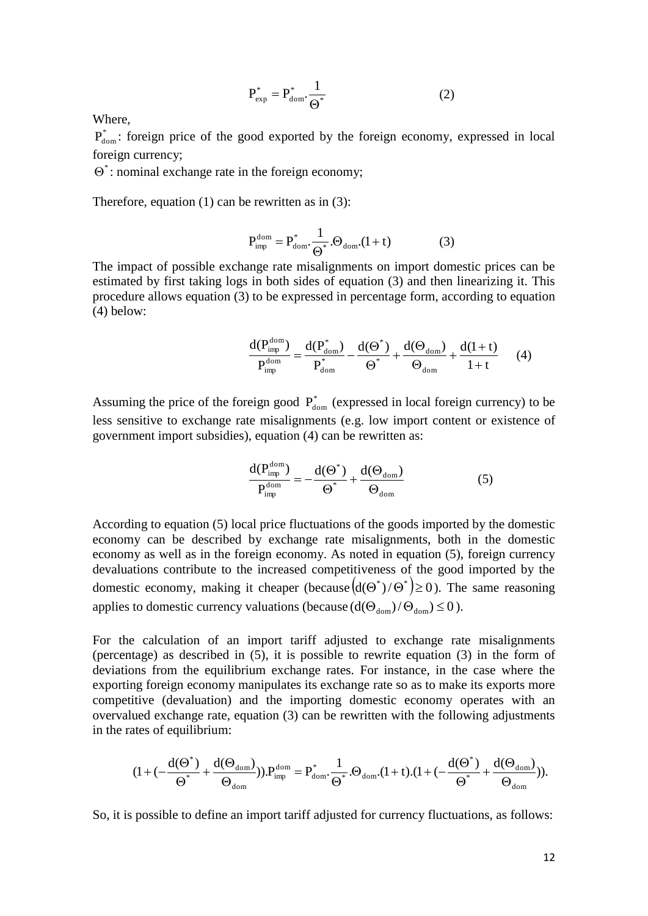$$P_{exp}^{*} = P_{dom}^{*}.\frac{1}{\Theta^{*}} \qquad (2)$$

Where,

$P_{dom}^{*}$: foreign price of the good exported by the foreign economy, expressed in local foreign currency;

$\Theta^{*}$: nominal exchange rate in the foreign economy;

Therefore, equation (1) can be rewritten as in (3):

$$P_{imp}^{dom} = P_{dom}^{*}.\frac{1}{\Theta^{*}}.\Theta_{dom}.(1+t) \qquad (3)$$

The impact of possible exchange rate misalignments on import domestic prices can be estimated by first taking logs in both sides of equation (3) and then linearizing it. This procedure allows equation (3) to be expressed in percentage form, according to equation (4) below:

$$\frac{d(P_{imp}^{dom})}{P_{imp}^{dom}} = \frac{d(P_{dom}^{*})}{P_{dom}^{*}} - \frac{d(\Theta^{*})}{\Theta^{*}} + \frac{d(\Theta_{dom})}{\Theta_{dom}} + \frac{d(1+t)}{1+t} \qquad (4)$$

Assuming the price of the foreign good $P_{dom}^{*}$ (expressed in local foreign currency) to be less sensitive to exchange rate misalignments (e.g. low import content or existence of government import subsidies), equation (4) can be rewritten as:

$$\frac{d(P_{imp}^{dom})}{P_{imp}^{dom}} = -\frac{d(\Theta^{*})}{\Theta^{*}} + \frac{d(\Theta_{dom})}{\Theta_{dom}} \qquad (5)$$

According to equation (5) local price fluctuations of the goods imported by the domestic economy can be described by exchange rate misalignments, both in the domestic economy as well as in the foreign economy. As noted in equation (5), foreign currency devaluations contribute to the increased competitiveness of the good imported by the domestic economy, making it cheaper (because $\left(d(\Theta^{*})/\Theta^{*}\right) \geq 0$). The same reasoning applies to domestic currency valuations (because $(d(\Theta_{dom})/\Theta_{dom}) \leq 0$).

For the calculation of an import tariff adjusted to exchange rate misalignments (percentage) as described in (5), it is possible to rewrite equation (3) in the form of deviations from the equilibrium exchange rates. For instance, in the case where the exporting foreign economy manipulates its exchange rate so as to make its exports more competitive (devaluation) and the importing domestic economy operates with an overvalued exchange rate, equation (3) can be rewritten with the following adjustments in the rates of equilibrium:

$$(1+(-\frac{d(\Theta^{*})}{\Theta^{*}}+\frac{d(\Theta_{dom})}{\Theta_{dom}})).P_{imp}^{dom} = P_{dom}^{*}.\frac{1}{\Theta^{*}}.\Theta_{dom}.(1+t).(1+(-\frac{d(\Theta^{*})}{\Theta^{*}}+\frac{d(\Theta_{dom})}{\Theta_{dom}})).$$

So, it is possible to define an import tariff adjusted for currency fluctuations, as follows: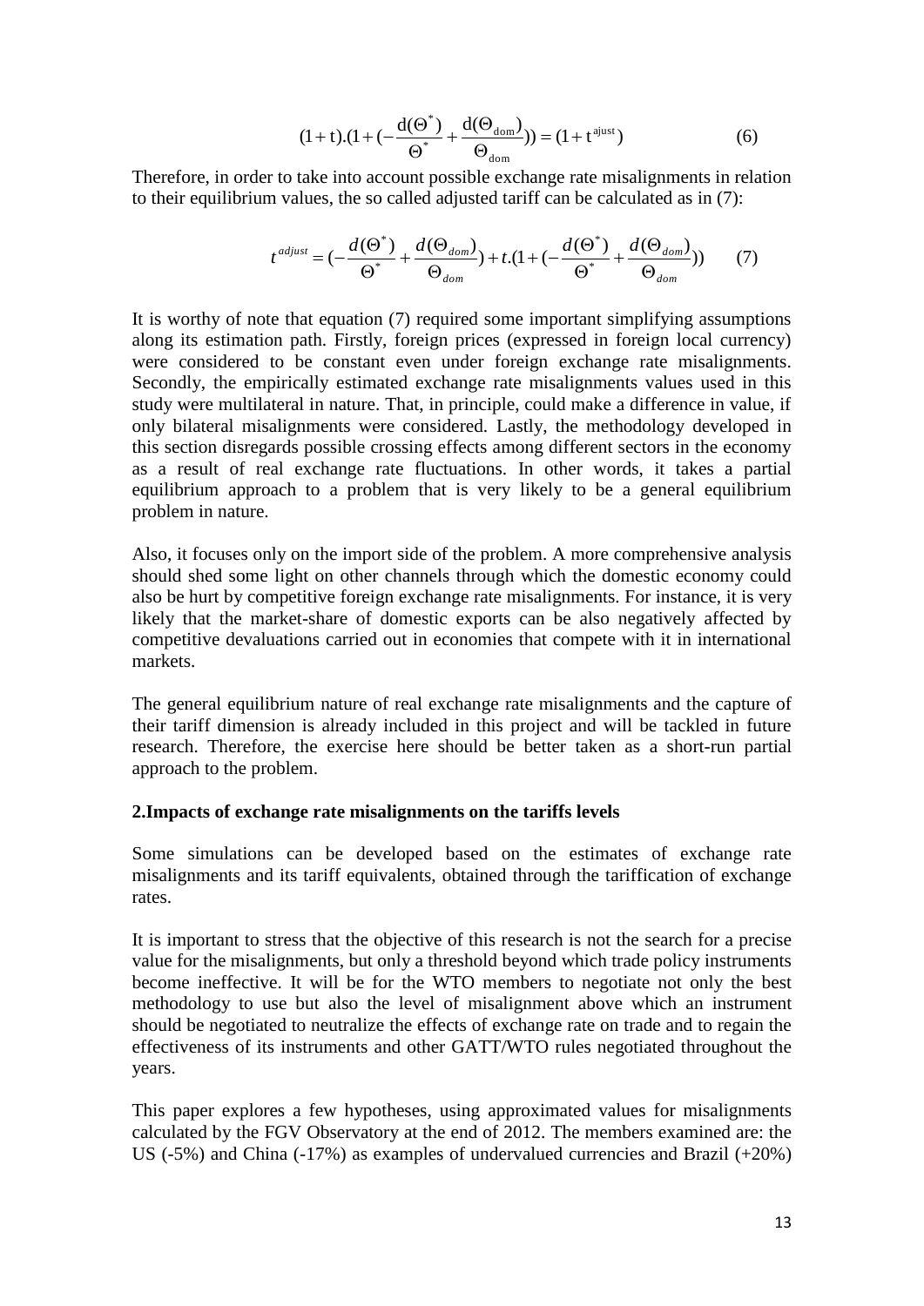$$(1+\mathrm{t}).(1+(-\frac{\mathrm{d}(\Theta^{*})}{\Theta^{*}}+\frac{\mathrm{d}(\Theta_{\mathrm{dom}})}{\Theta_{\mathrm{dom}}}))=(1+\mathrm{t}^{\mathrm{ajust}}) \tag{6}$$

Therefore, in order to take into account possible exchange rate misalignments in relation to their equilibrium values, the so called adjusted tariff can be calculated as in (7):

$$t^{adjust}=(-\frac{d(\Theta^{*})}{\Theta^{*}}+\frac{d(\Theta_{dom})}{\Theta_{dom}})+t.(1+(-\frac{d(\Theta^{*})}{\Theta^{*}}+\frac{d(\Theta_{dom})}{\Theta_{dom}})) \tag{7}$$

It is worthy of note that equation (7) required some important simplifying assumptions along its estimation path. Firstly, foreign prices (expressed in foreign local currency) were considered to be constant even under foreign exchange rate misalignments. Secondly, the empirically estimated exchange rate misalignments values used in this study were multilateral in nature. That, in principle, could make a difference in value, if only bilateral misalignments were considered. Lastly, the methodology developed in this section disregards possible crossing effects among different sectors in the economy as a result of real exchange rate fluctuations. In other words, it takes a partial equilibrium approach to a problem that is very likely to be a general equilibrium problem in nature.

Also, it focuses only on the import side of the problem. A more comprehensive analysis should shed some light on other channels through which the domestic economy could also be hurt by competitive foreign exchange rate misalignments. For instance, it is very likely that the market-share of domestic exports can be also negatively affected by competitive devaluations carried out in economies that compete with it in international markets.

The general equilibrium nature of real exchange rate misalignments and the capture of their tariff dimension is already included in this project and will be tackled in future research. Therefore, the exercise here should be better taken as a short-run partial approach to the problem.

## 2.Impacts of exchange rate misalignments on the tariffs levels

Some simulations can be developed based on the estimates of exchange rate misalignments and its tariff equivalents, obtained through the tariffication of exchange rates.

It is important to stress that the objective of this research is not the search for a precise value for the misalignments, but only a threshold beyond which trade policy instruments become ineffective. It will be for the WTO members to negotiate not only the best methodology to use but also the level of misalignment above which an instrument should be negotiated to neutralize the effects of exchange rate on trade and to regain the effectiveness of its instruments and other GATT/WTO rules negotiated throughout the years.

This paper explores a few hypotheses, using approximated values for misalignments calculated by the FGV Observatory at the end of 2012. The members examined are: the US (-5%) and China (-17%) as examples of undervalued currencies and Brazil (+20%)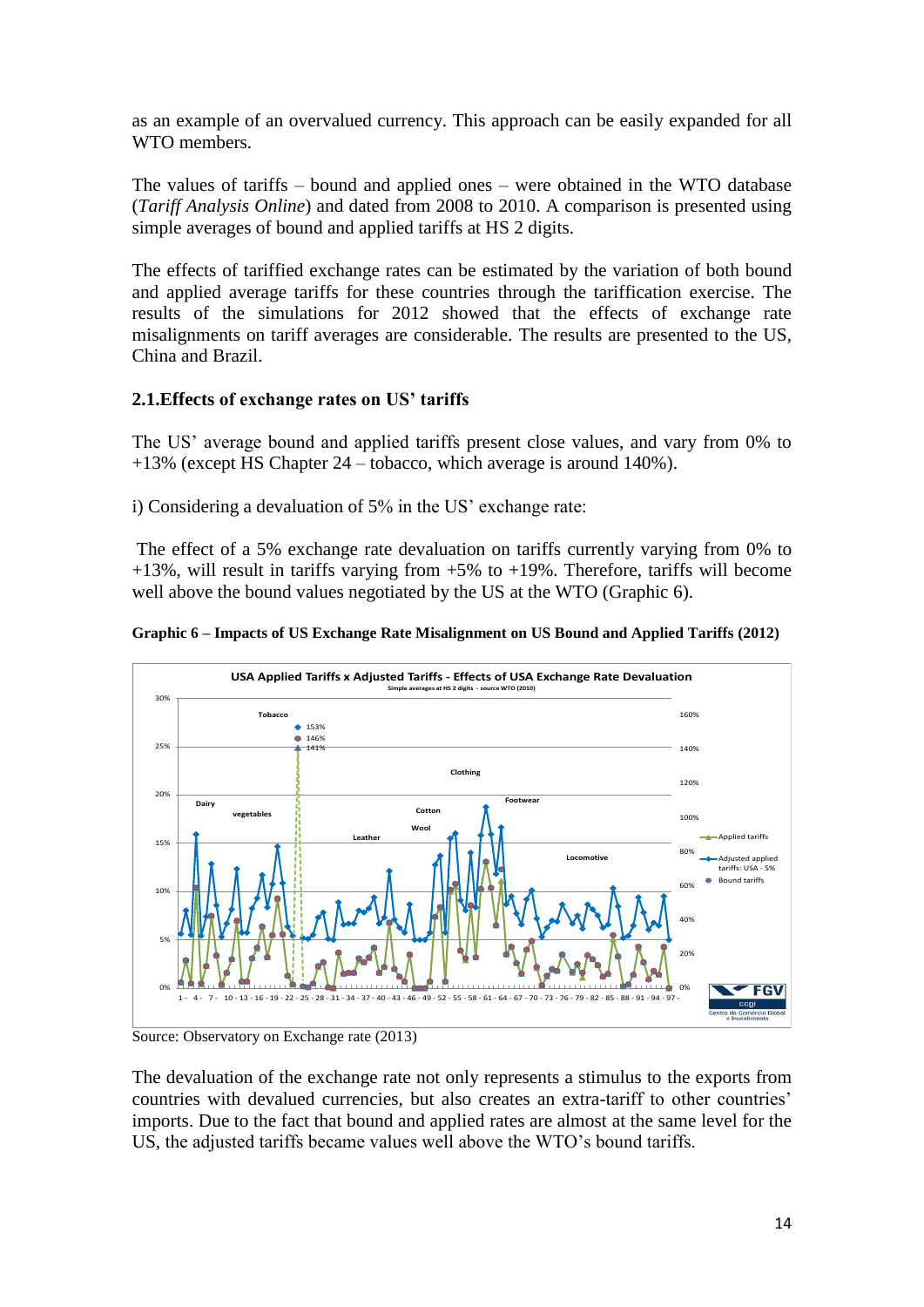as an example of an overvalued currency. This approach can be easily expanded for all WTO members.

The values of tariffs – bound and applied ones – were obtained in the WTO database (*Tariff Analysis Online*) and dated from 2008 to 2010. A comparison is presented using simple averages of bound and applied tariffs at HS 2 digits.

The effects of tariffied exchange rates can be estimated by the variation of both bound and applied average tariffs for these countries through the tariffication exercise. The results of the simulations for 2012 showed that the effects of exchange rate misalignments on tariff averages are considerable. The results are presented to the US, China and Brazil.

### 2.1. Effects of exchange rates on US' tariffs

The US' average bound and applied tariffs present close values, and vary from 0% to +13% (except HS Chapter 24 – tobacco, which average is around 140%).

i) Considering a devaluation of 5% in the US' exchange rate:

The effect of a 5% exchange rate devaluation on tariffs currently varying from 0% to +13%, will result in tariffs varying from +5% to +19%. Therefore, tariffs will become well above the bound values negotiated by the US at the WTO (Graphic 6).

**Graphic 6 – Impacts of US Exchange Rate Misalignment on US Bound and Applied Tariffs (2012)**

Source: Observatory on Exchange rate (2013)

The devaluation of the exchange rate not only represents a stimulus to the exports from countries with devalued currencies, but also creates an extra-tariff to other countries' imports. Due to the fact that bound and applied rates are almost at the same level for the US, the adjusted tariffs became values well above the WTO's bound tariffs.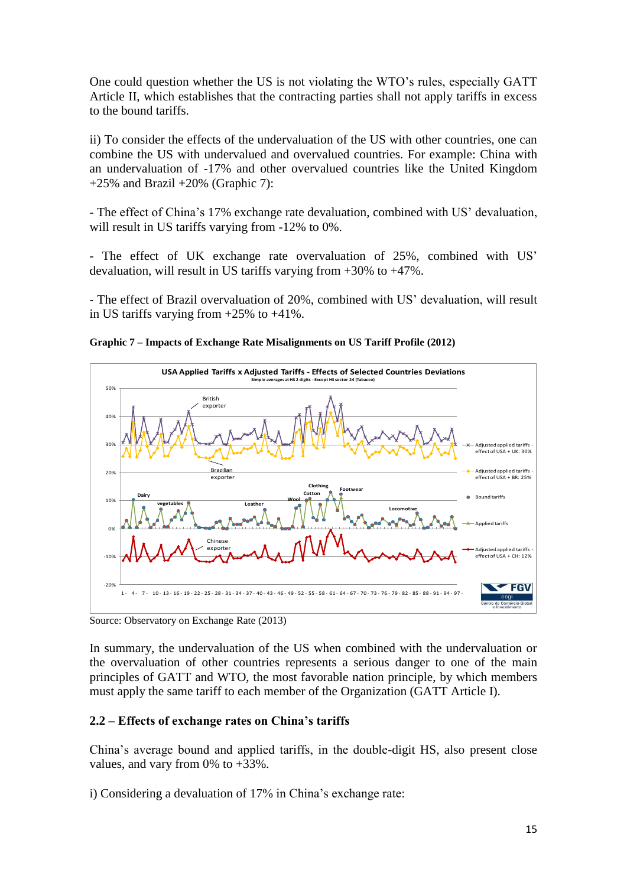One could question whether the US is not violating the WTO's rules, especially GATT Article II, which establishes that the contracting parties shall not apply tariffs in excess to the bound tariffs.

ii) To consider the effects of the undervaluation of the US with other countries, one can combine the US with undervalued and overvalued countries. For example: China with an undervaluation of -17% and other overvalued countries like the United Kingdom +25% and Brazil +20% (Graphic 7):

- The effect of China's 17% exchange rate devaluation, combined with US' devaluation, will result in US tariffs varying from -12% to 0%.

- The effect of UK exchange rate overvaluation of 25%, combined with US' devaluation, will result in US tariffs varying from +30% to +47%.

- The effect of Brazil overvaluation of 20%, combined with US' devaluation, will result in US tariffs varying from +25% to +41%.

**Graphic 7 – Impacts of Exchange Rate Misalignments on US Tariff Profile (2012)**

Source: Observatory on Exchange Rate (2013)

In summary, the undervaluation of the US when combined with the undervaluation or the overvaluation of other countries represents a serious danger to one of the main principles of GATT and WTO, the most favorable nation principle, by which members must apply the same tariff to each member of the Organization (GATT Article I).

### 2.2 – Effects of exchange rates on China's tariffs

China's average bound and applied tariffs, in the double-digit HS, also present close values, and vary from 0% to +33%.

i) Considering a devaluation of 17% in China's exchange rate: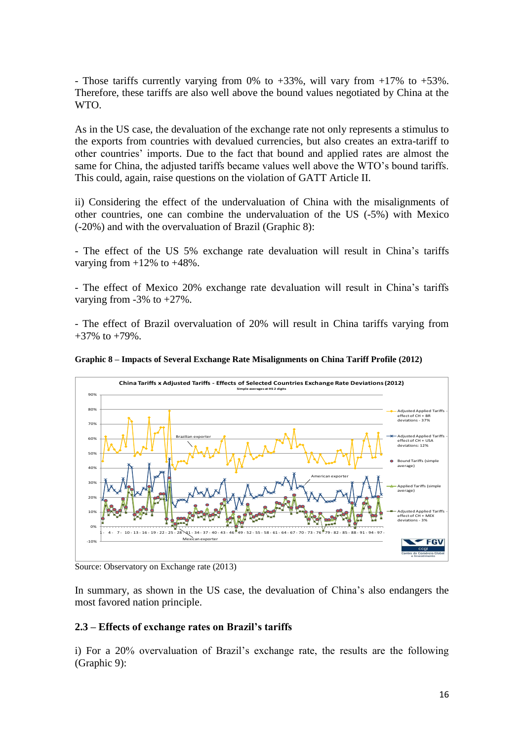- Those tariffs currently varying from 0% to +33%, will vary from +17% to +53%. Therefore, these tariffs are also well above the bound values negotiated by China at the WTO.

As in the US case, the devaluation of the exchange rate not only represents a stimulus to the exports from countries with devalued currencies, but also creates an extra-tariff to other countries' imports. Due to the fact that bound and applied rates are almost the same for China, the adjusted tariffs became values well above the WTO's bound tariffs. This could, again, raise questions on the violation of GATT Article II.

ii) Considering the effect of the undervaluation of China with the misalignments of other countries, one can combine the undervaluation of the US (-5%) with Mexico (-20%) and with the overvaluation of Brazil (Graphic 8):

- The effect of the US 5% exchange rate devaluation will result in China's tariffs varying from +12% to +48%.

- The effect of Mexico 20% exchange rate devaluation will result in China's tariffs varying from -3% to +27%.

- The effect of Brazil overvaluation of 20% will result in China tariffs varying from +37% to +79%.

**Graphic 8 – Impacts of Several Exchange Rate Misalignments on China Tariff Profile (2012)**

Source: Observatory on Exchange rate (2013)

In summary, as shown in the US case, the devaluation of China's also endangers the most favored nation principle.

### 2.3 – Effects of exchange rates on Brazil's tariffs

i) For a 20% overvaluation of Brazil's exchange rate, the results are the following (Graphic 9):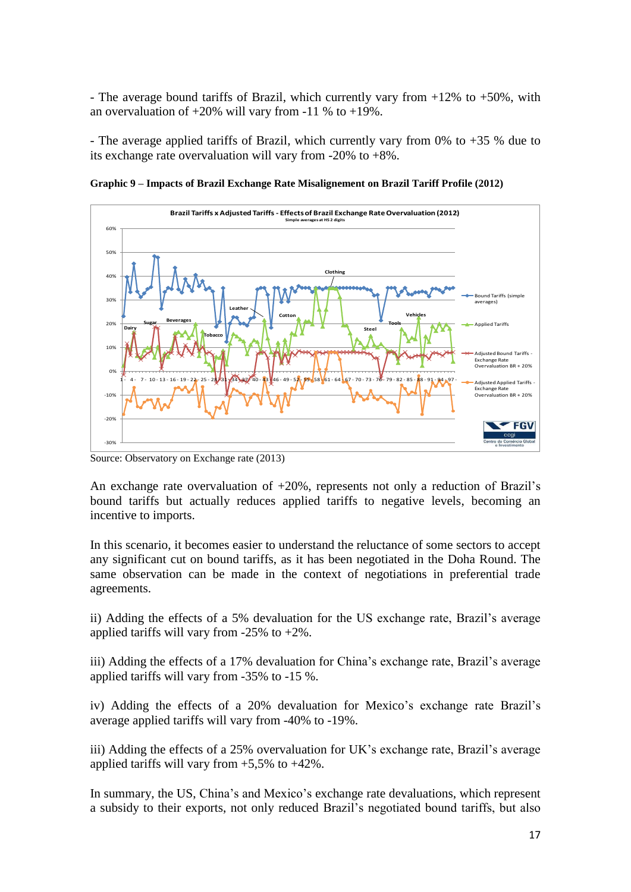- The average bound tariffs of Brazil, which currently vary from +12% to +50%, with an overvaluation of +20% will vary from -11 % to +19%.

- The average applied tariffs of Brazil, which currently vary from 0% to +35 % due to its exchange rate overvaluation will vary from -20% to +8%.

**Graphic 9 – Impacts of Brazil Exchange Rate Misalignement on Brazil Tariff Profile (2012)**

Source: Observatory on Exchange rate (2013)

An exchange rate overvaluation of +20%, represents not only a reduction of Brazil's bound tariffs but actually reduces applied tariffs to negative levels, becoming an incentive to imports.

In this scenario, it becomes easier to understand the reluctance of some sectors to accept any significant cut on bound tariffs, as it has been negotiated in the Doha Round. The same observation can be made in the context of negotiations in preferential trade agreements.

ii) Adding the effects of a 5% devaluation for the US exchange rate, Brazil's average applied tariffs will vary from -25% to +2%.

iii) Adding the effects of a 17% devaluation for China's exchange rate, Brazil's average applied tariffs will vary from -35% to -15 %.

iv) Adding the effects of a 20% devaluation for Mexico's exchange rate Brazil's average applied tariffs will vary from -40% to -19%.

iii) Adding the effects of a 25% overvaluation for UK's exchange rate, Brazil's average applied tariffs will vary from +5,5% to +42%.

In summary, the US, China's and Mexico's exchange rate devaluations, which represent a subsidy to their exports, not only reduced Brazil's negotiated bound tariffs, but also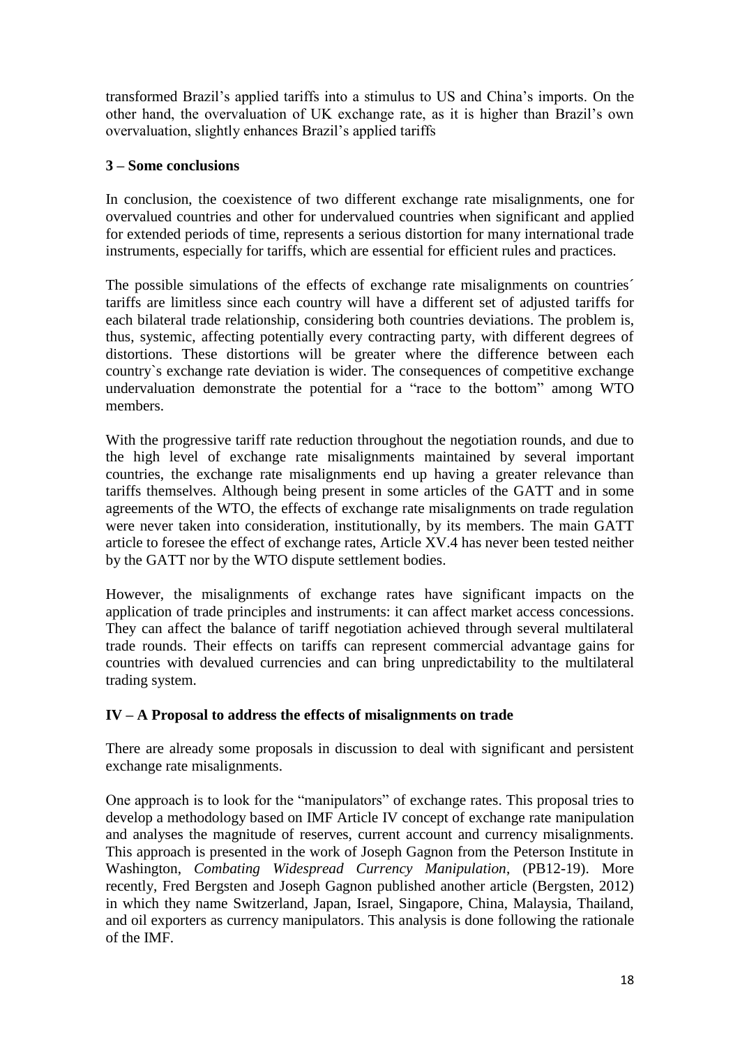transformed Brazil's applied tariffs into a stimulus to US and China's imports. On the other hand, the overvaluation of UK exchange rate, as it is higher than Brazil's own overvaluation, slightly enhances Brazil's applied tariffs

### 3 – Some conclusions

In conclusion, the coexistence of two different exchange rate misalignments, one for overvalued countries and other for undervalued countries when significant and applied for extended periods of time, represents a serious distortion for many international trade instruments, especially for tariffs, which are essential for efficient rules and practices.

The possible simulations of the effects of exchange rate misalignments on countries´ tariffs are limitless since each country will have a different set of adjusted tariffs for each bilateral trade relationship, considering both countries deviations. The problem is, thus, systemic, affecting potentially every contracting party, with different degrees of distortions. These distortions will be greater where the difference between each country`s exchange rate deviation is wider. The consequences of competitive exchange undervaluation demonstrate the potential for a "race to the bottom" among WTO members.

With the progressive tariff rate reduction throughout the negotiation rounds, and due to the high level of exchange rate misalignments maintained by several important countries, the exchange rate misalignments end up having a greater relevance than tariffs themselves. Although being present in some articles of the GATT and in some agreements of the WTO, the effects of exchange rate misalignments on trade regulation were never taken into consideration, institutionally, by its members. The main GATT article to foresee the effect of exchange rates, Article XV.4 has never been tested neither by the GATT nor by the WTO dispute settlement bodies.

However, the misalignments of exchange rates have significant impacts on the application of trade principles and instruments: it can affect market access concessions. They can affect the balance of tariff negotiation achieved through several multilateral trade rounds. Their effects on tariffs can represent commercial advantage gains for countries with devalued currencies and can bring unpredictability to the multilateral trading system.

## IV – A Proposal to address the effects of misalignments on trade

There are already some proposals in discussion to deal with significant and persistent exchange rate misalignments.

One approach is to look for the "manipulators" of exchange rates. This proposal tries to develop a methodology based on IMF Article IV concept of exchange rate manipulation and analyses the magnitude of reserves, current account and currency misalignments. This approach is presented in the work of Joseph Gagnon from the Peterson Institute in Washington, *Combating Widespread Currency Manipulation*, (PB12-19). More recently, Fred Bergsten and Joseph Gagnon published another article (Bergsten, 2012) in which they name Switzerland, Japan, Israel, Singapore, China, Malaysia, Thailand, and oil exporters as currency manipulators. This analysis is done following the rationale of the IMF.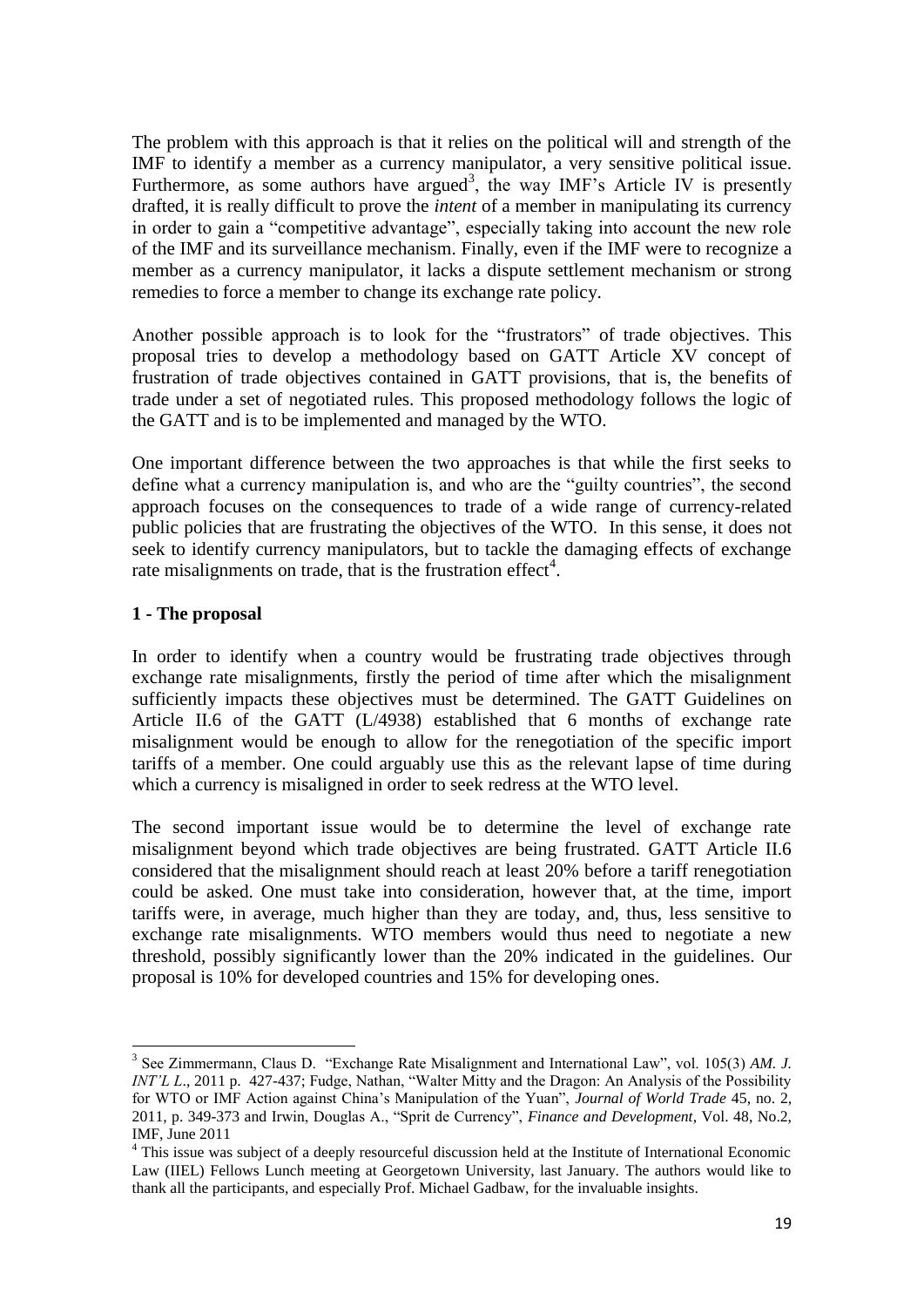The problem with this approach is that it relies on the political will and strength of the IMF to identify a member as a currency manipulator, a very sensitive political issue. Furthermore, as some authors have argued[3], the way IMF's Article IV is presently drafted, it is really difficult to prove the *intent* of a member in manipulating its currency in order to gain a "competitive advantage", especially taking into account the new role of the IMF and its surveillance mechanism. Finally, even if the IMF were to recognize a member as a currency manipulator, it lacks a dispute settlement mechanism or strong remedies to force a member to change its exchange rate policy.

Another possible approach is to look for the "frustrators" of trade objectives. This proposal tries to develop a methodology based on GATT Article XV concept of frustration of trade objectives contained in GATT provisions, that is, the benefits of trade under a set of negotiated rules. This proposed methodology follows the logic of the GATT and is to be implemented and managed by the WTO.

One important difference between the two approaches is that while the first seeks to define what a currency manipulation is, and who are the "guilty countries", the second approach focuses on the consequences to trade of a wide range of currency-related public policies that are frustrating the objectives of the WTO. In this sense, it does not seek to identify currency manipulators, but to tackle the damaging effects of exchange rate misalignments on trade, that is the frustration effect[4].

## 1 - The proposal

In order to identify when a country would be frustrating trade objectives through exchange rate misalignments, firstly the period of time after which the misalignment sufficiently impacts these objectives must be determined. The GATT Guidelines on Article II.6 of the GATT (L/4938) established that 6 months of exchange rate misalignment would be enough to allow for the renegotiation of the specific import tariffs of a member. One could arguably use this as the relevant lapse of time during which a currency is misaligned in order to seek redress at the WTO level.

The second important issue would be to determine the level of exchange rate misalignment beyond which trade objectives are being frustrated. GATT Article II.6 considered that the misalignment should reach at least 20% before a tariff renegotiation could be asked. One must take into consideration, however that, at the time, import tariffs were, in average, much higher than they are today, and, thus, less sensitive to exchange rate misalignments. WTO members would thus need to negotiate a new threshold, possibly significantly lower than the 20% indicated in the guidelines. Our proposal is 10% for developed countries and 15% for developing ones.

---

[3] See Zimmermann, Claus D. "Exchange Rate Misalignment and International Law", vol. 105(3) *AM. J. INT'L L*., 2011 p. 427-437; Fudge, Nathan, "Walter Mitty and the Dragon: An Analysis of the Possibility for WTO or IMF Action against China's Manipulation of the Yuan", *Journal of World Trade* 45, no. 2, 2011, p. 349-373 and Irwin, Douglas A., "Sprit de Currency", *Finance and Development*, Vol. 48, No.2, IMF, June 2011

[4] This issue was subject of a deeply resourceful discussion held at the Institute of International Economic Law (IIEL) Fellows Lunch meeting at Georgetown University, last January. The authors would like to thank all the participants, and especially Prof. Michael Gadbaw, for the invaluable insights.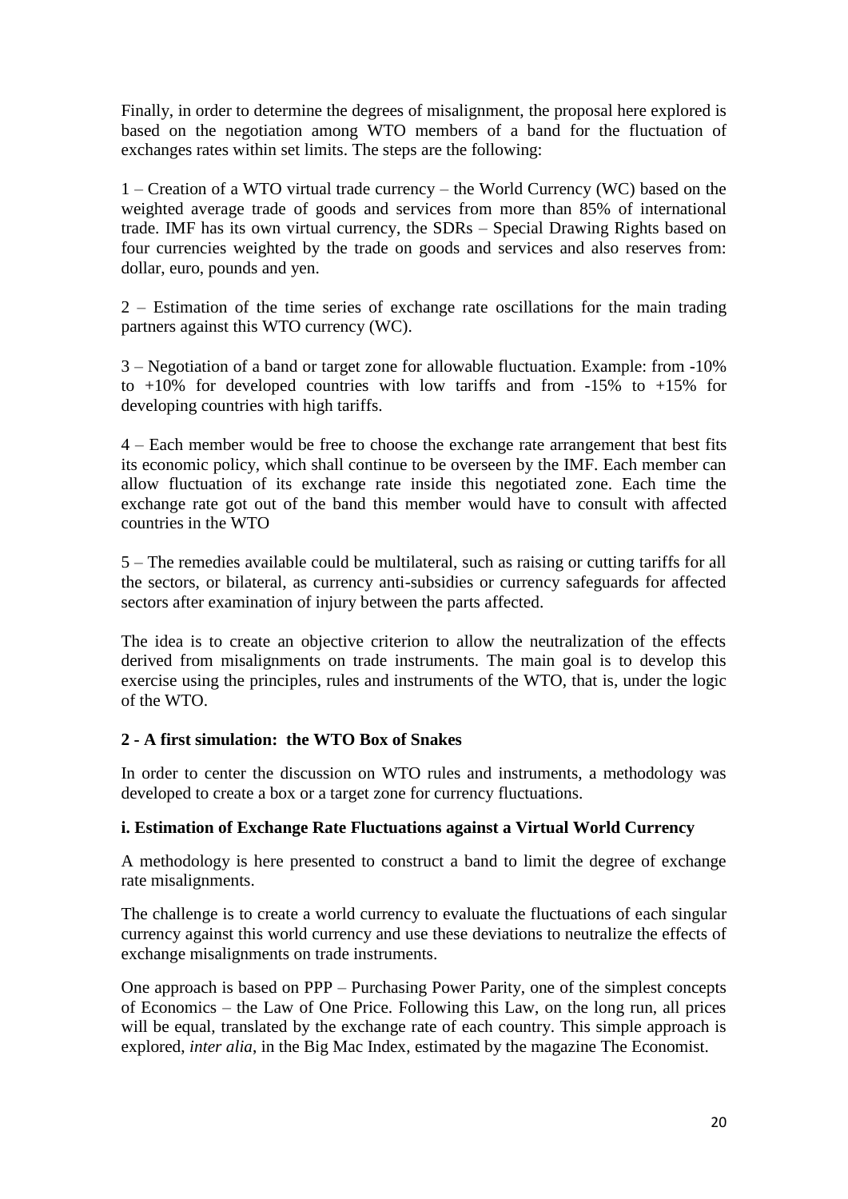Finally, in order to determine the degrees of misalignment, the proposal here explored is based on the negotiation among WTO members of a band for the fluctuation of exchanges rates within set limits. The steps are the following:

1 – Creation of a WTO virtual trade currency – the World Currency (WC) based on the weighted average trade of goods and services from more than 85% of international trade. IMF has its own virtual currency, the SDRs – Special Drawing Rights based on four currencies weighted by the trade on goods and services and also reserves from: dollar, euro, pounds and yen.

2 – Estimation of the time series of exchange rate oscillations for the main trading partners against this WTO currency (WC).

3 – Negotiation of a band or target zone for allowable fluctuation. Example: from -10% to +10% for developed countries with low tariffs and from -15% to +15% for developing countries with high tariffs.

4 – Each member would be free to choose the exchange rate arrangement that best fits its economic policy, which shall continue to be overseen by the IMF. Each member can allow fluctuation of its exchange rate inside this negotiated zone. Each time the exchange rate got out of the band this member would have to consult with affected countries in the WTO

5 – The remedies available could be multilateral, such as raising or cutting tariffs for all the sectors, or bilateral, as currency anti-subsidies or currency safeguards for affected sectors after examination of injury between the parts affected.

The idea is to create an objective criterion to allow the neutralization of the effects derived from misalignments on trade instruments. The main goal is to develop this exercise using the principles, rules and instruments of the WTO, that is, under the logic of the WTO.

## 2 - A first simulation: the WTO Box of Snakes

In order to center the discussion on WTO rules and instruments, a methodology was developed to create a box or a target zone for currency fluctuations.

### i. Estimation of Exchange Rate Fluctuations against a Virtual World Currency

A methodology is here presented to construct a band to limit the degree of exchange rate misalignments.

The challenge is to create a world currency to evaluate the fluctuations of each singular currency against this world currency and use these deviations to neutralize the effects of exchange misalignments on trade instruments.

One approach is based on PPP – Purchasing Power Parity, one of the simplest concepts of Economics – the Law of One Price. Following this Law, on the long run, all prices will be equal, translated by the exchange rate of each country. This simple approach is explored, *inter alia*, in the Big Mac Index, estimated by the magazine The Economist.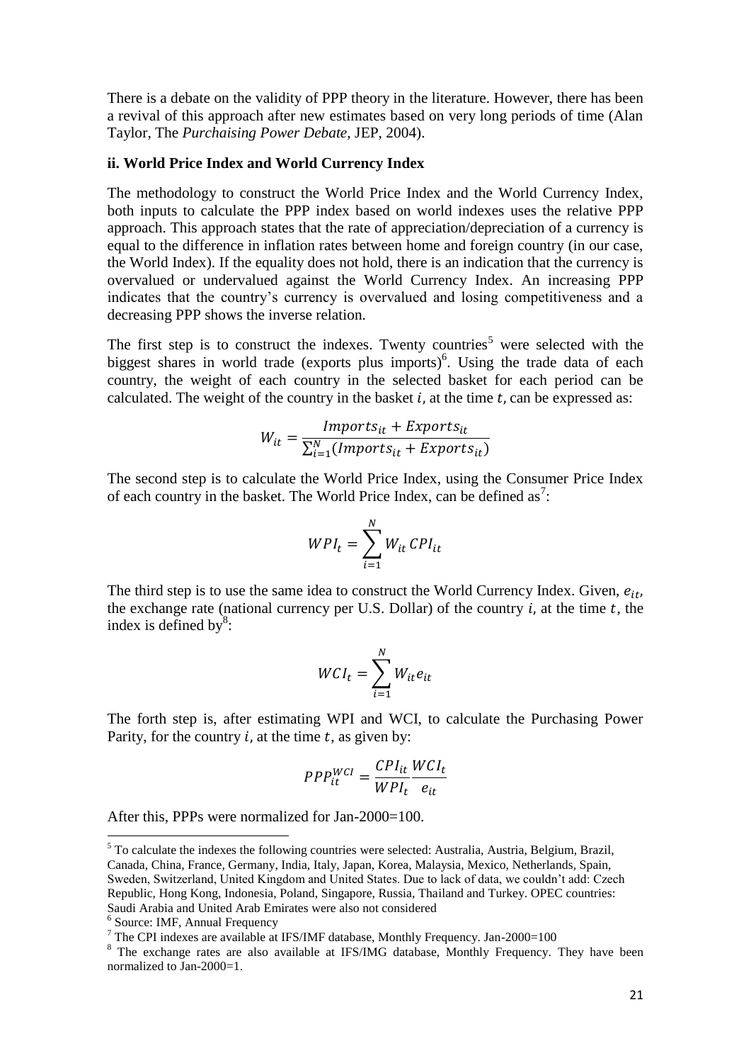There is a debate on the validity of PPP theory in the literature. However, there has been a revival of this approach after new estimates based on very long periods of time (Alan Taylor, The *Purchaising Power Debate*, JEP, 2004).

#### ii. World Price Index and World Currency Index

The methodology to construct the World Price Index and the World Currency Index, both inputs to calculate the PPP index based on world indexes uses the relative PPP approach. This approach states that the rate of appreciation/depreciation of a currency is equal to the difference in inflation rates between home and foreign country (in our case, the World Index). If the equality does not hold, there is an indication that the currency is overvalued or undervalued against the World Currency Index. An increasing PPP indicates that the country's currency is overvalued and losing competitiveness and a decreasing PPP shows the inverse relation.

The first step is to construct the indexes. Twenty countries[5] were selected with the biggest shares in world trade (exports plus imports)[6]. Using the trade data of each country, the weight of each country in the selected basket for each period can be calculated. The weight of the country in the basket $i$, at the time $t$, can be expressed as:

$$W_{it} = \frac{Imports_{it} + Exports_{it}}{\sum_{i=1}^{N}(Imports_{it} + Exports_{it})}$$

The second step is to calculate the World Price Index, using the Consumer Price Index of each country in the basket. The World Price Index, can be defined as[7]:

$$WPI_t = \sum_{i=1}^{N} W_{it}\, CPI_{it}$$

The third step is to use the same idea to construct the World Currency Index. Given, $e_{it}$, the exchange rate (national currency per U.S. Dollar) of the country $i$, at the time $t$, the index is defined by[8]:

$$WCI_t = \sum_{i=1}^{N} W_{it} e_{it}$$

The forth step is, after estimating WPI and WCI, to calculate the Purchasing Power Parity, for the country $i$, at the time $t$, as given by:

$$PPP_{it}^{WCI} = \frac{CPI_{it}}{WPI_t}\frac{WCI_t}{e_{it}}$$

After this, PPPs were normalized for Jan-2000=100.

---

[5] To calculate the indexes the following countries were selected: Australia, Austria, Belgium, Brazil, Canada, China, France, Germany, India, Italy, Japan, Korea, Malaysia, Mexico, Netherlands, Spain, Sweden, Switzerland, United Kingdom and United States. Due to lack of data, we couldn't add: Czech Republic, Hong Kong, Indonesia, Poland, Singapore, Russia, Thailand and Turkey. OPEC countries: Saudi Arabia and United Arab Emirates were also not considered

[6] Source: IMF, Annual Frequency

[7] The CPI indexes are available at IFS/IMF database, Monthly Frequency. Jan-2000=100

[8] The exchange rates are also available at IFS/IMG database, Monthly Frequency. They have been normalized to Jan-2000=1.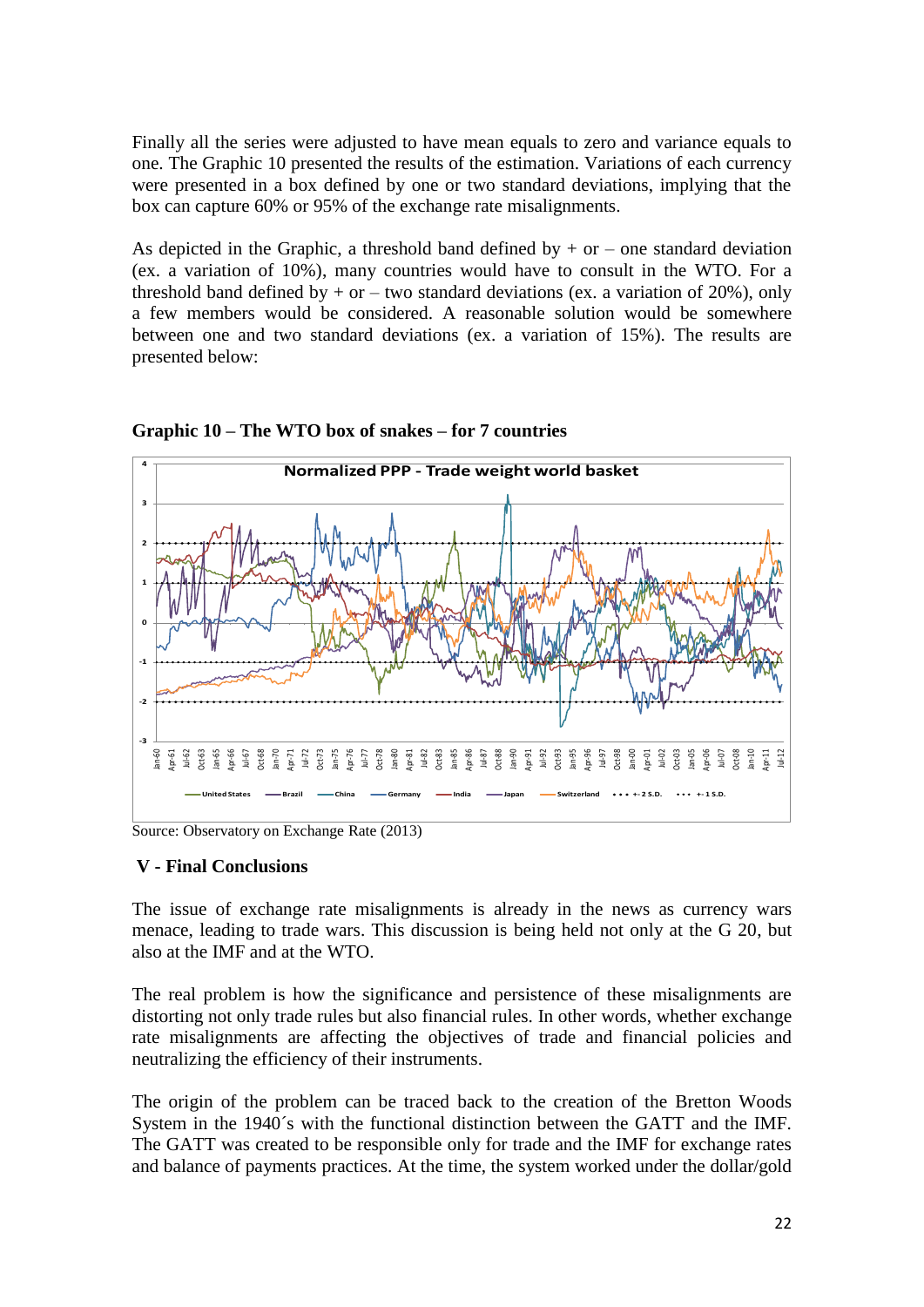Finally all the series were adjusted to have mean equals to zero and variance equals to one. The Graphic 10 presented the results of the estimation. Variations of each currency were presented in a box defined by one or two standard deviations, implying that the box can capture 60% or 95% of the exchange rate misalignments.

As depicted in the Graphic, a threshold band defined by + or – one standard deviation (ex. a variation of 10%), many countries would have to consult in the WTO. For a threshold band defined by + or – two standard deviations (ex. a variation of 20%), only a few members would be considered. A reasonable solution would be somewhere between one and two standard deviations (ex. a variation of 15%). The results are presented below:

**Graphic 10 – The WTO box of snakes – for 7 countries**

Source: Observatory on Exchange Rate (2013)

## V - Final Conclusions

The issue of exchange rate misalignments is already in the news as currency wars menace, leading to trade wars. This discussion is being held not only at the G 20, but also at the IMF and at the WTO.

The real problem is how the significance and persistence of these misalignments are distorting not only trade rules but also financial rules. In other words, whether exchange rate misalignments are affecting the objectives of trade and financial policies and neutralizing the efficiency of their instruments.

The origin of the problem can be traced back to the creation of the Bretton Woods System in the 1940´s with the functional distinction between the GATT and the IMF. The GATT was created to be responsible only for trade and the IMF for exchange rates and balance of payments practices. At the time, the system worked under the dollar/gold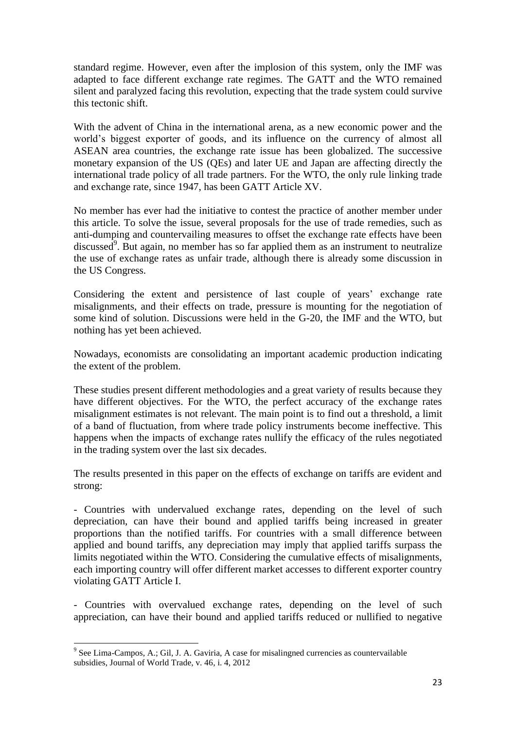standard regime. However, even after the implosion of this system, only the IMF was adapted to face different exchange rate regimes. The GATT and the WTO remained silent and paralyzed facing this revolution, expecting that the trade system could survive this tectonic shift.

With the advent of China in the international arena, as a new economic power and the world's biggest exporter of goods, and its influence on the currency of almost all ASEAN area countries, the exchange rate issue has been globalized. The successive monetary expansion of the US (QEs) and later UE and Japan are affecting directly the international trade policy of all trade partners. For the WTO, the only rule linking trade and exchange rate, since 1947, has been GATT Article XV.

No member has ever had the initiative to contest the practice of another member under this article. To solve the issue, several proposals for the use of trade remedies, such as anti-dumping and countervailing measures to offset the exchange rate effects have been discussed[9]. But again, no member has so far applied them as an instrument to neutralize the use of exchange rates as unfair trade, although there is already some discussion in the US Congress.

Considering the extent and persistence of last couple of years' exchange rate misalignments, and their effects on trade, pressure is mounting for the negotiation of some kind of solution. Discussions were held in the G-20, the IMF and the WTO, but nothing has yet been achieved.

Nowadays, economists are consolidating an important academic production indicating the extent of the problem.

These studies present different methodologies and a great variety of results because they have different objectives. For the WTO, the perfect accuracy of the exchange rates misalignment estimates is not relevant. The main point is to find out a threshold, a limit of a band of fluctuation, from where trade policy instruments become ineffective. This happens when the impacts of exchange rates nullify the efficacy of the rules negotiated in the trading system over the last six decades.

The results presented in this paper on the effects of exchange on tariffs are evident and strong:

- Countries with undervalued exchange rates, depending on the level of such depreciation, can have their bound and applied tariffs being increased in greater proportions than the notified tariffs. For countries with a small difference between applied and bound tariffs, any depreciation may imply that applied tariffs surpass the limits negotiated within the WTO. Considering the cumulative effects of misalignments, each importing country will offer different market accesses to different exporter country violating GATT Article I.

- Countries with overvalued exchange rates, depending on the level of such appreciation, can have their bound and applied tariffs reduced or nullified to negative

[9] See Lima-Campos, A.; Gil, J. A. Gaviria, A case for misalingned currencies as countervailable subsidies, Journal of World Trade, v. 46, i. 4, 2012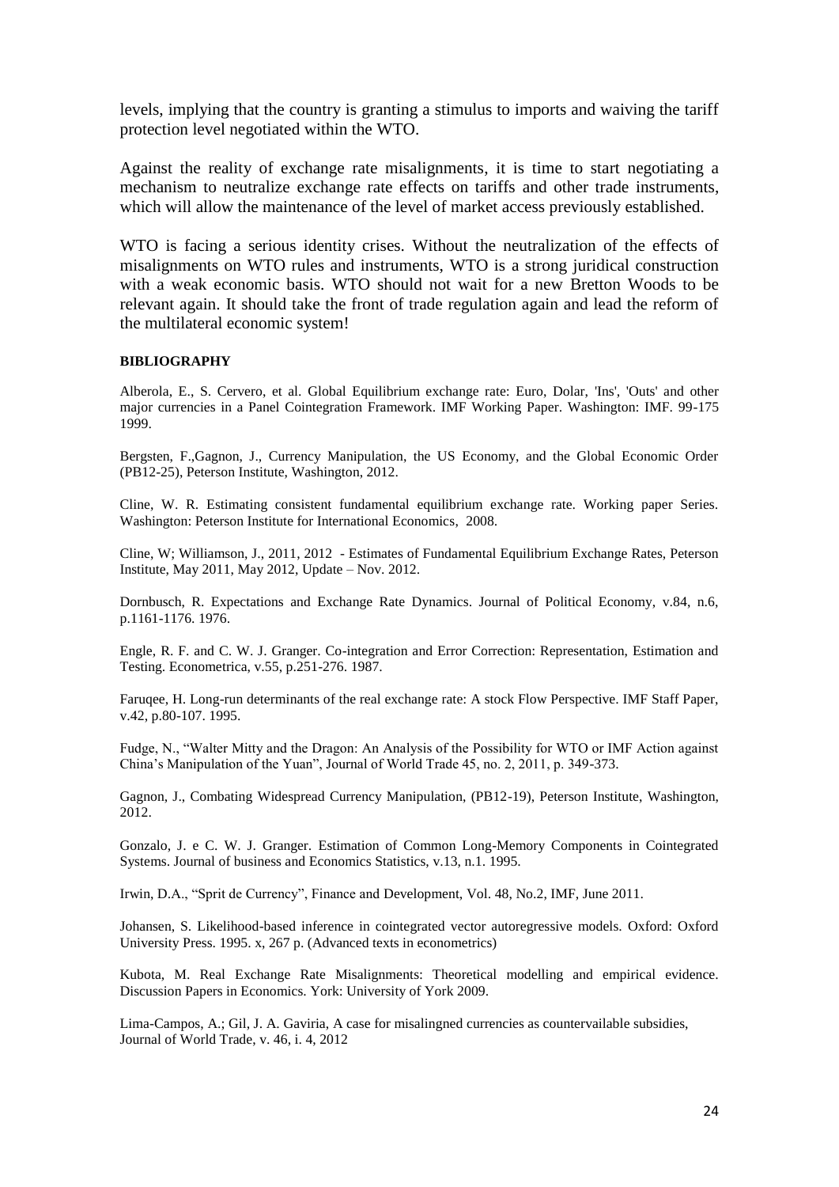levels, implying that the country is granting a stimulus to imports and waiving the tariff protection level negotiated within the WTO.

Against the reality of exchange rate misalignments, it is time to start negotiating a mechanism to neutralize exchange rate effects on tariffs and other trade instruments, which will allow the maintenance of the level of market access previously established.

WTO is facing a serious identity crises. Without the neutralization of the effects of misalignments on WTO rules and instruments, WTO is a strong juridical construction with a weak economic basis. WTO should not wait for a new Bretton Woods to be relevant again. It should take the front of trade regulation again and lead the reform of the multilateral economic system!

**BIBLIOGRAPHY**

Alberola, E., S. Cervero, et al. Global Equilibrium exchange rate: Euro, Dolar, 'Ins', 'Outs' and other major currencies in a Panel Cointegration Framework. IMF Working Paper. Washington: IMF. 99-175 1999.

Bergsten, F.,Gagnon, J., Currency Manipulation, the US Economy, and the Global Economic Order (PB12-25), Peterson Institute, Washington, 2012.

Cline, W. R. Estimating consistent fundamental equilibrium exchange rate. Working paper Series. Washington: Peterson Institute for International Economics, 2008.

Cline, W; Williamson, J., 2011, 2012 - Estimates of Fundamental Equilibrium Exchange Rates, Peterson Institute, May 2011, May 2012, Update – Nov. 2012.

Dornbusch, R. Expectations and Exchange Rate Dynamics. Journal of Political Economy, v.84, n.6, p.1161-1176. 1976.

Engle, R. F. and C. W. J. Granger. Co-integration and Error Correction: Representation, Estimation and Testing. Econometrica, v.55, p.251-276. 1987.

Faruqee, H. Long-run determinants of the real exchange rate: A stock Flow Perspective. IMF Staff Paper, v.42, p.80-107. 1995.

Fudge, N., "Walter Mitty and the Dragon: An Analysis of the Possibility for WTO or IMF Action against China's Manipulation of the Yuan", Journal of World Trade 45, no. 2, 2011, p. 349-373.

Gagnon, J., Combating Widespread Currency Manipulation, (PB12-19), Peterson Institute, Washington, 2012.

Gonzalo, J. e C. W. J. Granger. Estimation of Common Long-Memory Components in Cointegrated Systems. Journal of business and Economics Statistics, v.13, n.1. 1995.

Irwin, D.A., "Sprit de Currency", Finance and Development, Vol. 48, No.2, IMF, June 2011.

Johansen, S. Likelihood-based inference in cointegrated vector autoregressive models. Oxford: Oxford University Press. 1995. x, 267 p. (Advanced texts in econometrics)

Kubota, M. Real Exchange Rate Misalignments: Theoretical modelling and empirical evidence. Discussion Papers in Economics. York: University of York 2009.

Lima-Campos, A.; Gil, J. A. Gaviria, A case for misalingned currencies as countervailable subsidies, Journal of World Trade, v. 46, i. 4, 2012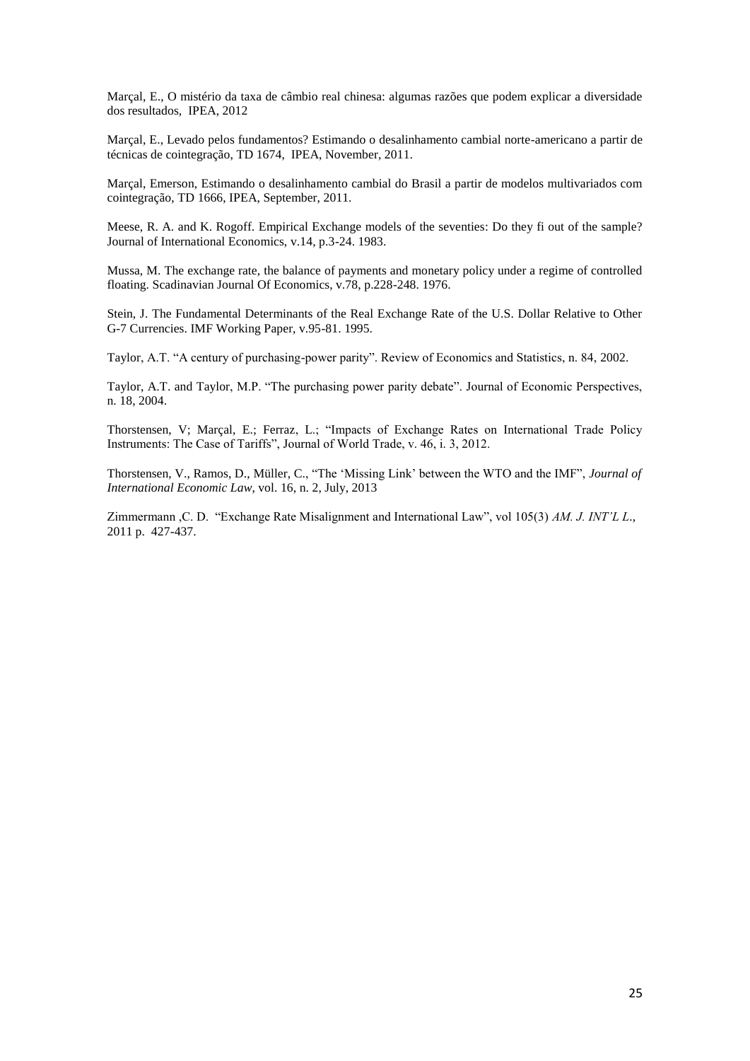Marçal, E., O mistério da taxa de câmbio real chinesa: algumas razões que podem explicar a diversidade dos resultados, IPEA, 2012

Marçal, E., Levado pelos fundamentos? Estimando o desalinhamento cambial norte-americano a partir de técnicas de cointegração, TD 1674, IPEA, November, 2011.

Marçal, Emerson, Estimando o desalinhamento cambial do Brasil a partir de modelos multivariados com cointegração, TD 1666, IPEA, September, 2011.

Meese, R. A. and K. Rogoff. Empirical Exchange models of the seventies: Do they fi out of the sample? Journal of International Economics, v.14, p.3-24. 1983.

Mussa, M. The exchange rate, the balance of payments and monetary policy under a regime of controlled floating. Scadinavian Journal Of Economics, v.78, p.228-248. 1976.

Stein, J. The Fundamental Determinants of the Real Exchange Rate of the U.S. Dollar Relative to Other G-7 Currencies. IMF Working Paper, v.95-81. 1995.

Taylor, A.T. "A century of purchasing-power parity". Review of Economics and Statistics, n. 84, 2002.

Taylor, A.T. and Taylor, M.P. "The purchasing power parity debate". Journal of Economic Perspectives, n. 18, 2004.

Thorstensen, V; Marçal, E.; Ferraz, L.; "Impacts of Exchange Rates on International Trade Policy Instruments: The Case of Tariffs", Journal of World Trade, v. 46, i. 3, 2012.

Thorstensen, V., Ramos, D., Müller, C., "The 'Missing Link' between the WTO and the IMF", *Journal of International Economic Law*, vol. 16, n. 2, July, 2013

Zimmermann ,C. D. "Exchange Rate Misalignment and International Law", vol 105(3) *AM. J. INT'L L.*, 2011 p. 427-437.